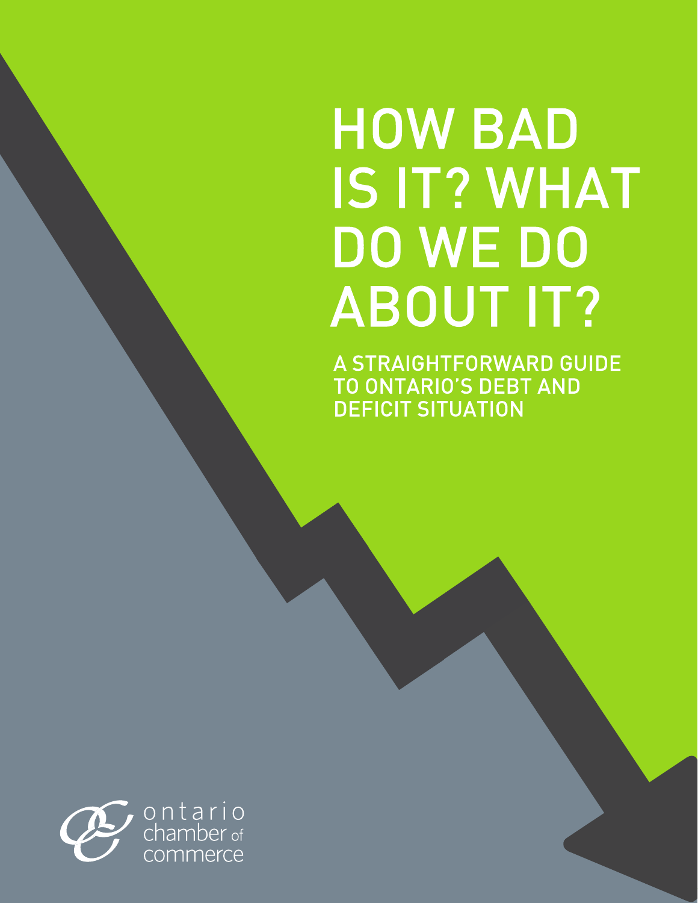# HOW BAD IS IT? WHAT DO WE DO ABOUT IT?

## A STRAIGHTFORWARD GUIDE TO ONTARIO'S DEBT AND DEFICIT SITUATION

ontario chamber of commerce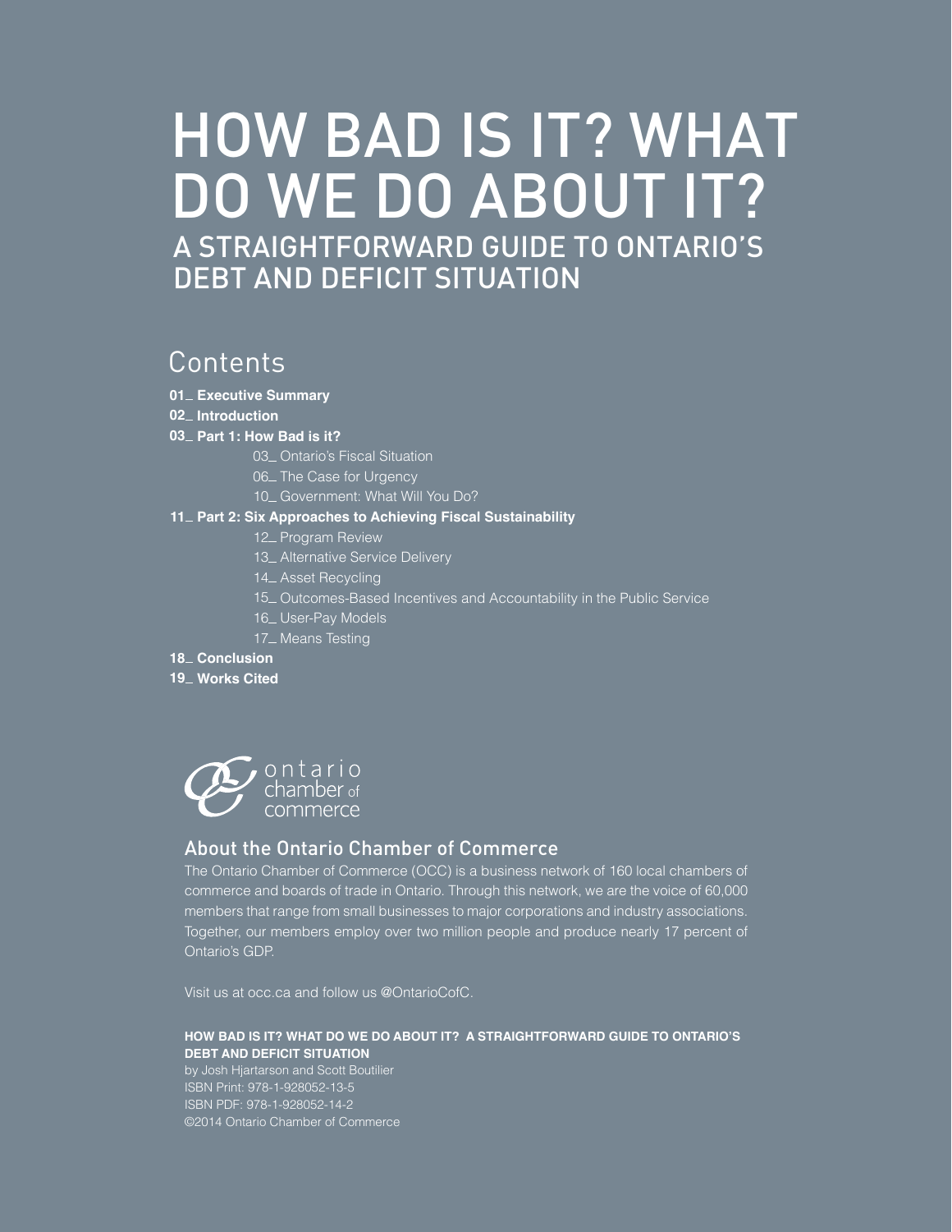# HOW BAD IS IT? WHAT DO WE DO ABOUT IT?

## A STRAIGHTFORWARD GUIDE TO ONTARIO'S DEBT AND DEFICIT SITUATION

## Contents

**01_ Executive Summary**

**02_ Introduction**

**03_ Part 1: How Bad is it?**

- 03_ Ontario's Fiscal Situation
- 06_ The Case for Urgency
- 10_ Government: What Will You Do?

**11_ Part 2: Six Approaches to Achieving Fiscal Sustainability**

- 12_ Program Review
- 13_ Alternative Service Delivery
- 14_ Asset Recycling
- 15_ Outcomes-Based Incentives and Accountability in the Public Service
- 16_ User-Pay Models
- 17_ Means Testing

**18_ Conclusion**

**19_ Works Cited**

ontario chamber of commerce

### About the Ontario Chamber of Commerce

The Ontario Chamber of Commerce (OCC) is a business network of 160 local chambers of commerce and boards of trade in Ontario. Through this network, we are the voice of 60,000 members that range from small businesses to major corporations and industry associations. Together, our members employ over two million people and produce nearly 17 percent of Ontario's GDP.

Visit us at occ.ca and follow us @OntarioCofC.

**HOW BAD IS IT? WHAT DO WE DO ABOUT IT? A STRAIGHTFORWARD GUIDE TO ONTARIO'S DEBT AND DEFICIT SITUATION**

by Josh Hjartarson and Scott Boutilier

ISBN Print: 978-1-928052-13-5

ISBN PDF: 978-1-928052-14-2

©2014 Ontario Chamber of Commerce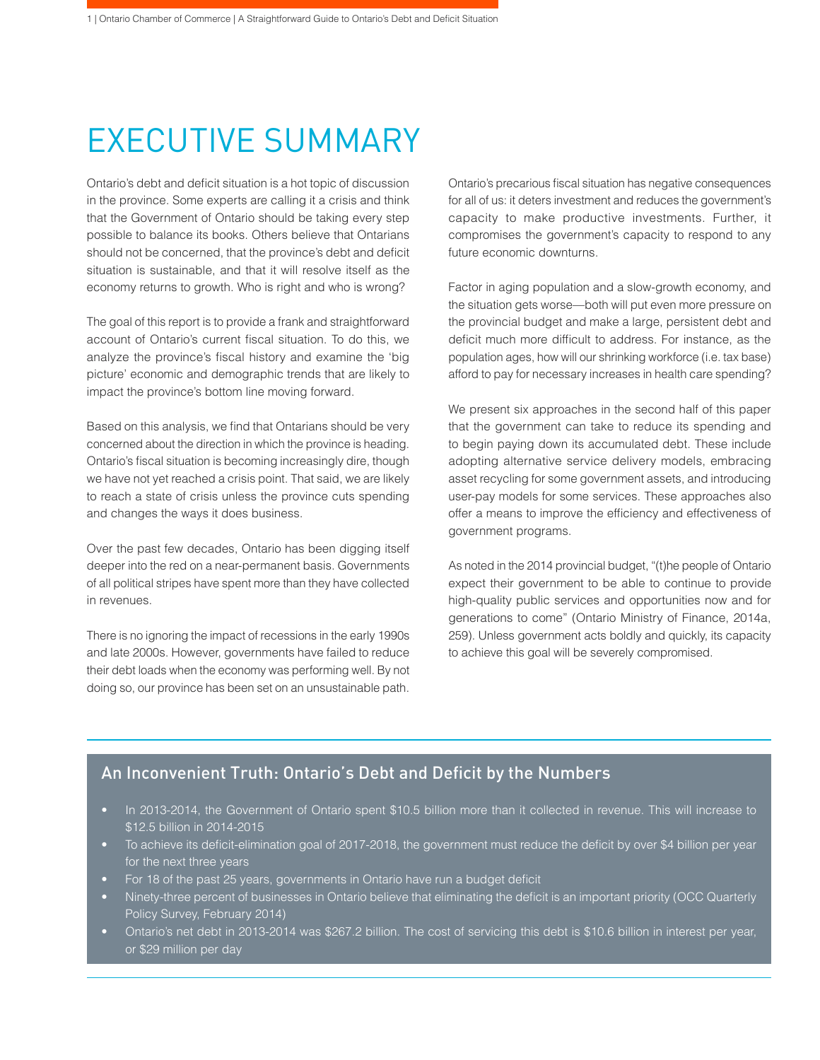# EXECUTIVE SUMMARY

Ontario's debt and deficit situation is a hot topic of discussion in the province. Some experts are calling it a crisis and think that the Government of Ontario should be taking every step possible to balance its books. Others believe that Ontarians should not be concerned, that the province's debt and deficit situation is sustainable, and that it will resolve itself as the economy returns to growth. Who is right and who is wrong?

The goal of this report is to provide a frank and straightforward account of Ontario's current fiscal situation. To do this, we analyze the province's fiscal history and examine the 'big picture' economic and demographic trends that are likely to impact the province's bottom line moving forward.

Based on this analysis, we find that Ontarians should be very concerned about the direction in which the province is heading. Ontario's fiscal situation is becoming increasingly dire, though we have not yet reached a crisis point. That said, we are likely to reach a state of crisis unless the province cuts spending and changes the ways it does business.

Over the past few decades, Ontario has been digging itself deeper into the red on a near-permanent basis. Governments of all political stripes have spent more than they have collected in revenues.

There is no ignoring the impact of recessions in the early 1990s and late 2000s. However, governments have failed to reduce their debt loads when the economy was performing well. By not doing so, our province has been set on an unsustainable path.

Ontario's precarious fiscal situation has negative consequences for all of us: it deters investment and reduces the government's capacity to make productive investments. Further, it compromises the government's capacity to respond to any future economic downturns.

Factor in aging population and a slow-growth economy, and the situation gets worse—both will put even more pressure on the provincial budget and make a large, persistent debt and deficit much more difficult to address. For instance, as the population ages, how will our shrinking workforce (i.e. tax base) afford to pay for necessary increases in health care spending?

We present six approaches in the second half of this paper that the government can take to reduce its spending and to begin paying down its accumulated debt. These include adopting alternative service delivery models, embracing asset recycling for some government assets, and introducing user-pay models for some services. These approaches also offer a means to improve the efficiency and effectiveness of government programs.

As noted in the 2014 provincial budget, "(t)he people of Ontario expect their government to be able to continue to provide high-quality public services and opportunities now and for generations to come" (Ontario Ministry of Finance, 2014a, 259). Unless government acts boldly and quickly, its capacity to achieve this goal will be severely compromised.

## An Inconvenient Truth: Ontario's Debt and Deficit by the Numbers

- In 2013-2014, the Government of Ontario spent $10.5 billion more than it collected in revenue. This will increase to $12.5 billion in 2014-2015
- To achieve its deficit-elimination goal of 2017-2018, the government must reduce the deficit by over $4 billion per year for the next three years
- For 18 of the past 25 years, governments in Ontario have run a budget deficit
- Ninety-three percent of businesses in Ontario believe that eliminating the deficit is an important priority (OCC Quarterly Policy Survey, February 2014)
- Ontario's net debt in 2013-2014 was $267.2 billion. The cost of servicing this debt is $10.6 billion in interest per year, or $29 million per day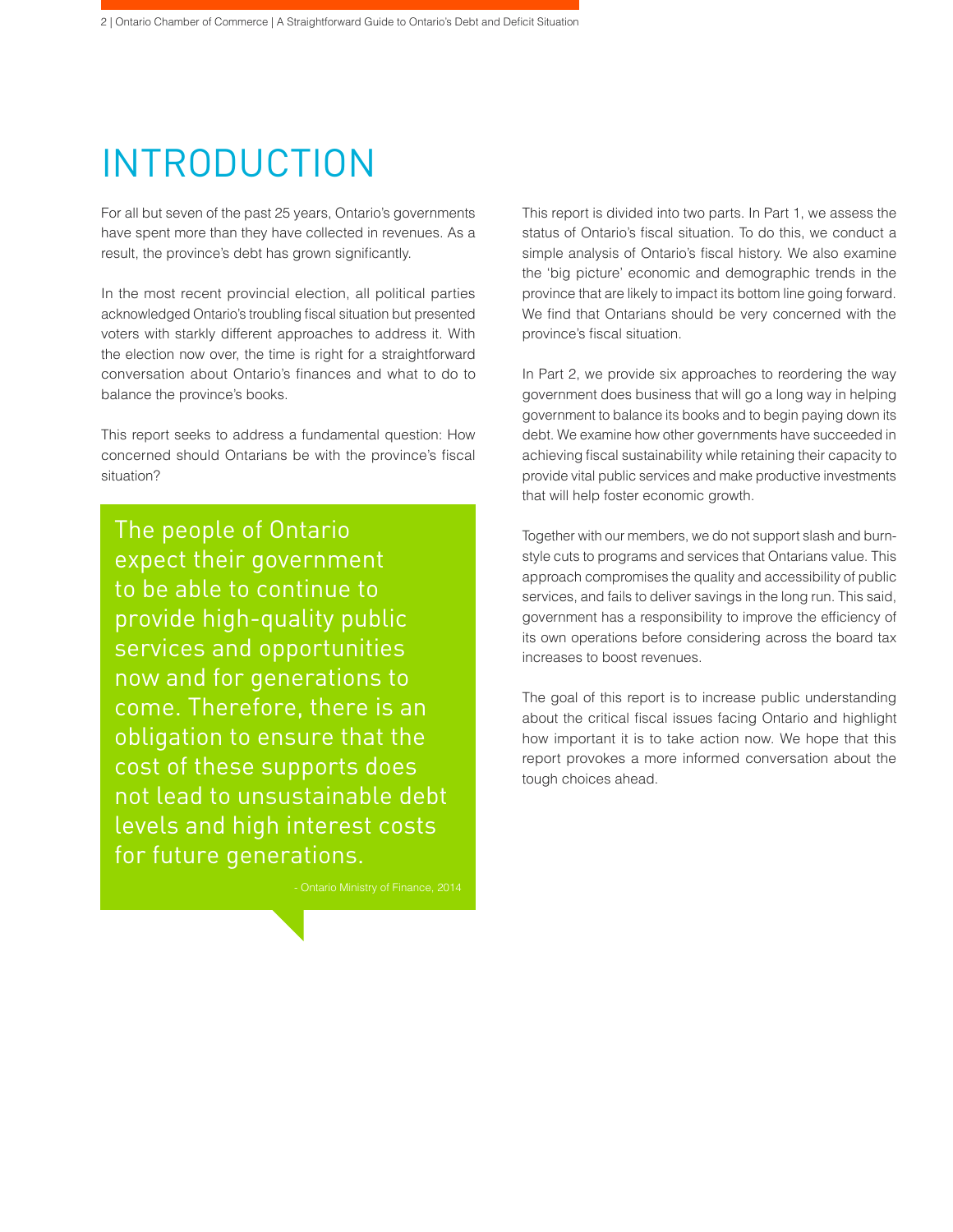# INTRODUCTION

For all but seven of the past 25 years, Ontario's governments have spent more than they have collected in revenues. As a result, the province's debt has grown significantly.

In the most recent provincial election, all political parties acknowledged Ontario's troubling fiscal situation but presented voters with starkly different approaches to address it. With the election now over, the time is right for a straightforward conversation about Ontario's finances and what to do to balance the province's books.

This report seeks to address a fundamental question: How concerned should Ontarians be with the province's fiscal situation?

> The people of Ontario expect their government to be able to continue to provide high-quality public services and opportunities now and for generations to come. Therefore, there is an obligation to ensure that the cost of these supports does not lead to unsustainable debt levels and high interest costs for future generations.
>
> \- Ontario Ministry of Finance, 2014

This report is divided into two parts. In Part 1, we assess the status of Ontario's fiscal situation. To do this, we conduct a simple analysis of Ontario's fiscal history. We also examine the 'big picture' economic and demographic trends in the province that are likely to impact its bottom line going forward. We find that Ontarians should be very concerned with the province's fiscal situation.

In Part 2, we provide six approaches to reordering the way government does business that will go a long way in helping government to balance its books and to begin paying down its debt. We examine how other governments have succeeded in achieving fiscal sustainability while retaining their capacity to provide vital public services and make productive investments that will help foster economic growth.

Together with our members, we do not support slash and burn-style cuts to programs and services that Ontarians value. This approach compromises the quality and accessibility of public services, and fails to deliver savings in the long run. This said, government has a responsibility to improve the efficiency of its own operations before considering across the board tax increases to boost revenues.

The goal of this report is to increase public understanding about the critical fiscal issues facing Ontario and highlight how important it is to take action now. We hope that this report provokes a more informed conversation about the tough choices ahead.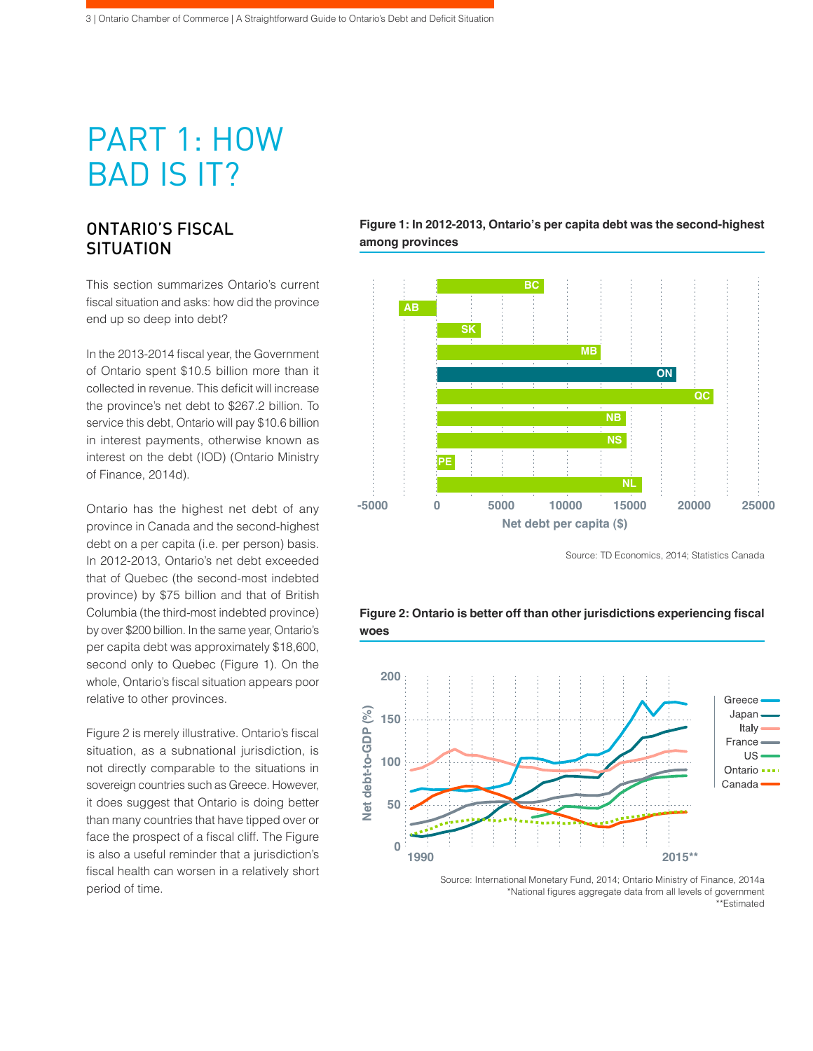# PART 1: HOW BAD IS IT?

## ONTARIO'S FISCAL SITUATION

This section summarizes Ontario's current fiscal situation and asks: how did the province end up so deep into debt?

In the 2013-2014 fiscal year, the Government of Ontario spent $10.5 billion more than it collected in revenue. This deficit will increase the province's net debt to $267.2 billion. To service this debt, Ontario will pay $10.6 billion in interest payments, otherwise known as interest on the debt (IOD) (Ontario Ministry of Finance, 2014d).

Ontario has the highest net debt of any province in Canada and the second-highest debt on a per capita (i.e. per person) basis. In 2012-2013, Ontario's net debt exceeded that of Quebec (the second-most indebted province) by $75 billion and that of British Columbia (the third-most indebted province) by over $200 billion. In the same year, Ontario's per capita debt was approximately $18,600, second only to Quebec (Figure 1). On the whole, Ontario's fiscal situation appears poor relative to other provinces.

Figure 2 is merely illustrative. Ontario's fiscal situation, as a subnational jurisdiction, is not directly comparable to the situations in sovereign countries such as Greece. However, it does suggest that Ontario is doing better than many countries that have tipped over or face the prospect of a fiscal cliff. The Figure is also a useful reminder that a jurisdiction's fiscal health can worsen in a relatively short period of time.

**Figure 1: In 2012-2013, Ontario's per capita debt was the second-highest among provinces**

Source: TD Economics, 2014; Statistics Canada

**Figure 2: Ontario is better off than other jurisdictions experiencing fiscal woes**

Source: International Monetary Fund, 2014; Ontario Ministry of Finance, 2014a
*National figures aggregate data from all levels of government
**Estimated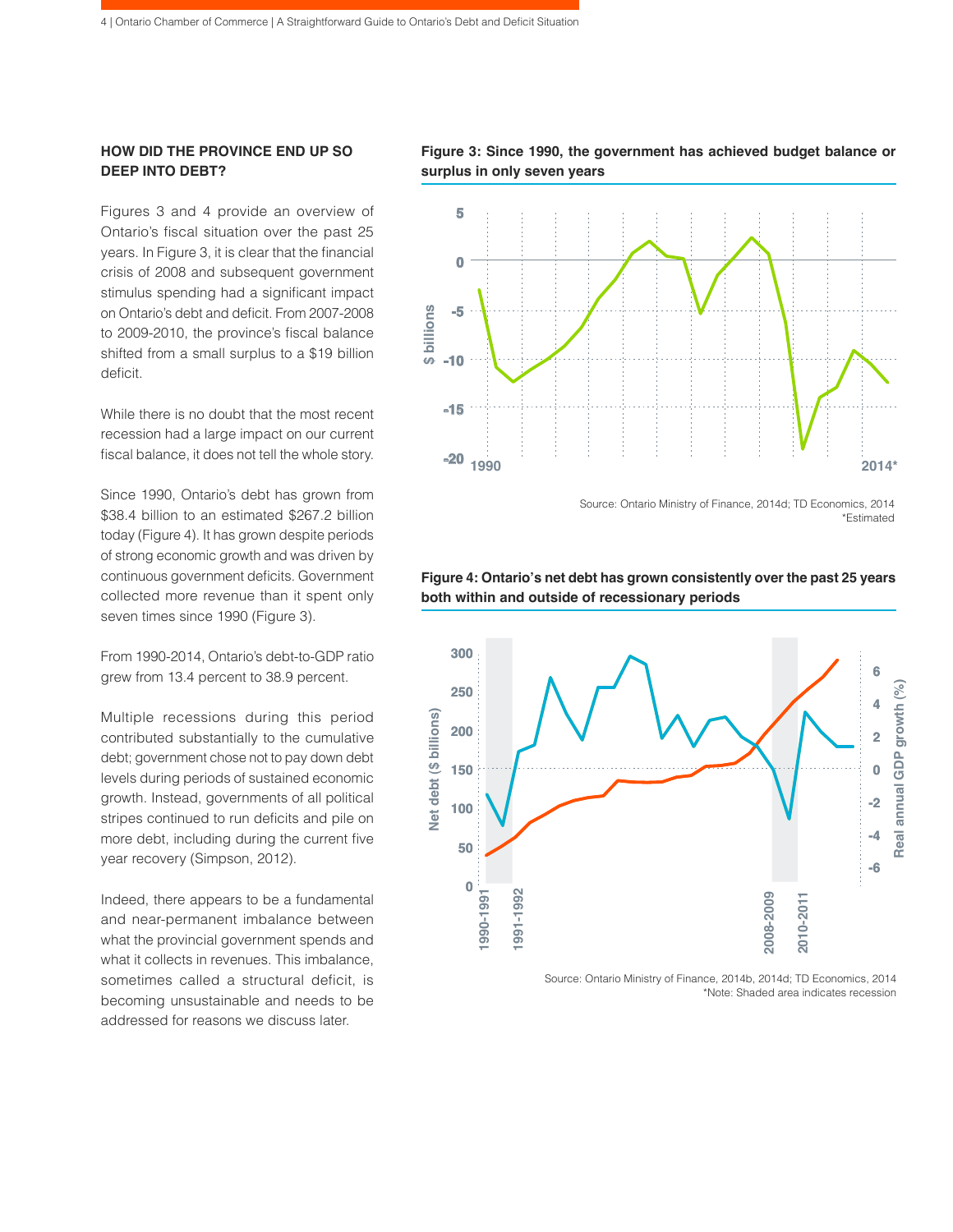## HOW DID THE PROVINCE END UP SO DEEP INTO DEBT?

Figures 3 and 4 provide an overview of Ontario's fiscal situation over the past 25 years. In Figure 3, it is clear that the financial crisis of 2008 and subsequent government stimulus spending had a significant impact on Ontario's debt and deficit. From 2007-2008 to 2009-2010, the province's fiscal balance shifted from a small surplus to a $19 billion deficit.

While there is no doubt that the most recent recession had a large impact on our current fiscal balance, it does not tell the whole story.

Since 1990, Ontario's debt has grown from $38.4 billion to an estimated $267.2 billion today (Figure 4). It has grown despite periods of strong economic growth and was driven by continuous government deficits. Government collected more revenue than it spent only seven times since 1990 (Figure 3).

From 1990-2014, Ontario's debt-to-GDP ratio grew from 13.4 percent to 38.9 percent.

Multiple recessions during this period contributed substantially to the cumulative debt; government chose not to pay down debt levels during periods of sustained economic growth. Instead, governments of all political stripes continued to run deficits and pile on more debt, including during the current five year recovery (Simpson, 2012).

Indeed, there appears to be a fundamental and near-permanent imbalance between what the provincial government spends and what it collects in revenues. This imbalance, sometimes called a structural deficit, is becoming unsustainable and needs to be addressed for reasons we discuss later.

**Figure 3: Since 1990, the government has achieved budget balance or surplus in only seven years**

Source: Ontario Ministry of Finance, 2014d; TD Economics, 2014
*Estimated

**Figure 4: Ontario's net debt has grown consistently over the past 25 years both within and outside of recessionary periods**

Source: Ontario Ministry of Finance, 2014b, 2014d; TD Economics, 2014
*Note: Shaded area indicates recession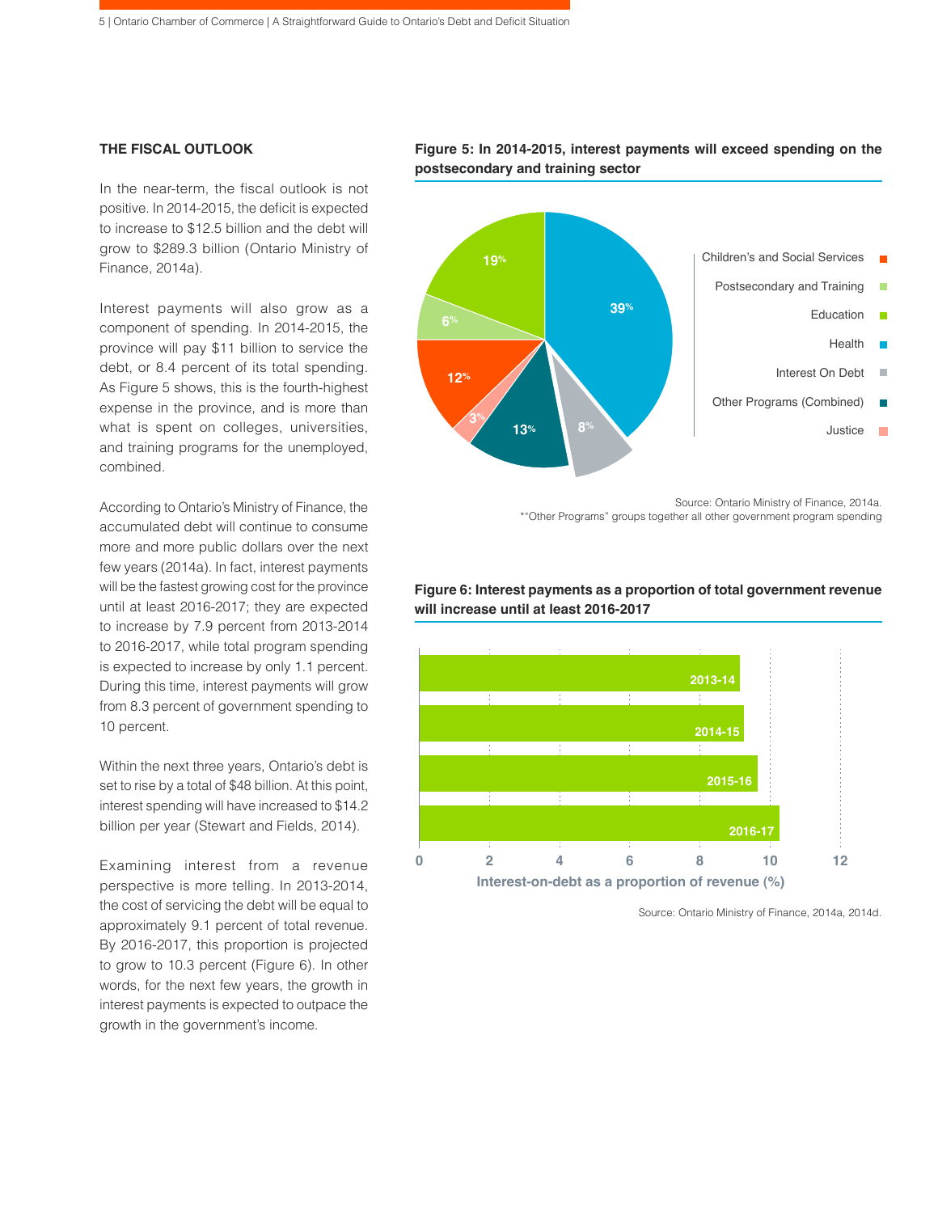## THE FISCAL OUTLOOK

In the near-term, the fiscal outlook is not positive. In 2014-2015, the deficit is expected to increase to $12.5 billion and the debt will grow to $289.3 billion (Ontario Ministry of Finance, 2014a).

Interest payments will also grow as a component of spending. In 2014-2015, the province will pay $11 billion to service the debt, or 8.4 percent of its total spending. As Figure 5 shows, this is the fourth-highest expense in the province, and is more than what is spent on colleges, universities, and training programs for the unemployed, combined.

According to Ontario's Ministry of Finance, the accumulated debt will continue to consume more and more public dollars over the next few years (2014a). In fact, interest payments will be the fastest growing cost for the province until at least 2016-2017; they are expected to increase by 7.9 percent from 2013-2014 to 2016-2017, while total program spending is expected to increase by only 1.1 percent. During this time, interest payments will grow from 8.3 percent of government spending to 10 percent.

Within the next three years, Ontario's debt is set to rise by a total of $48 billion. At this point, interest spending will have increased to $14.2 billion per year (Stewart and Fields, 2014).

Examining interest from a revenue perspective is more telling. In 2013-2014, the cost of servicing the debt will be equal to approximately 9.1 percent of total revenue. By 2016-2017, this proportion is projected to grow to 10.3 percent (Figure 6). In other words, for the next few years, the growth in interest payments is expected to outpace the growth in the government's income.

**Figure 5: In 2014-2015, interest payments will exceed spending on the postsecondary and training sector**

| Category | Share |
|---|---|
| Health | 39% |
| Education | 19% |
| Other Programs (Combined) | 13% |
| Children's and Social Services | 12% |
| Interest On Debt | 8% |
| Postsecondary and Training | 6% |
| Justice | 3% |

Source: Ontario Ministry of Finance, 2014a.
*"Other Programs" groups together all other government program spending

**Figure 6: Interest payments as a proportion of total government revenue will increase until at least 2016-2017**

| Year | Interest-on-debt as a proportion of revenue (%) |
|---|---|
| 2013-14 | ~9.1 |
| 2014-15 | ~9.2 |
| 2015-16 | ~9.6 |
| 2016-17 | ~10.3 |

Source: Ontario Ministry of Finance, 2014a, 2014d.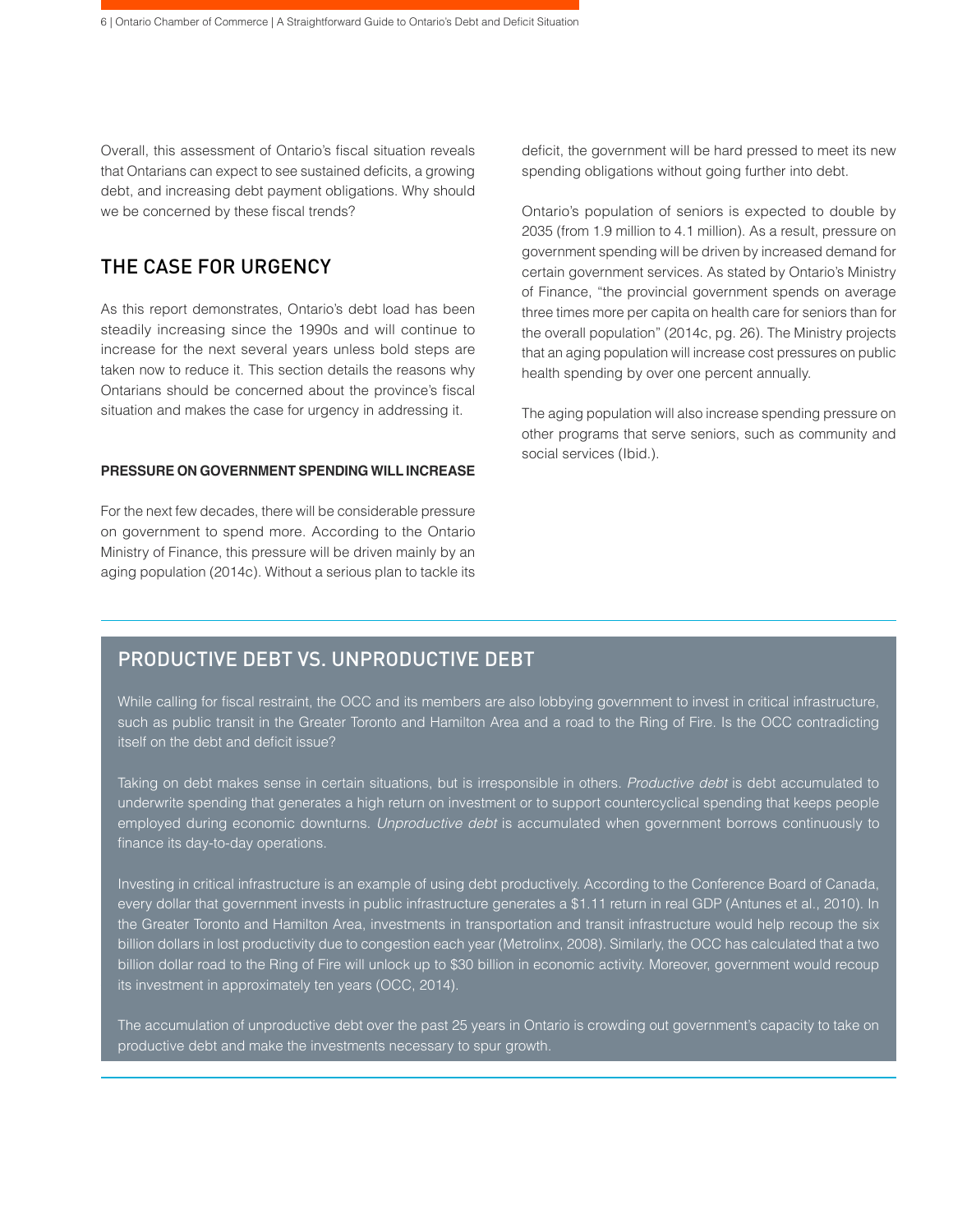Overall, this assessment of Ontario's fiscal situation reveals that Ontarians can expect to see sustained deficits, a growing debt, and increasing debt payment obligations. Why should we be concerned by these fiscal trends?

## THE CASE FOR URGENCY

As this report demonstrates, Ontario's debt load has been steadily increasing since the 1990s and will continue to increase for the next several years unless bold steps are taken now to reduce it. This section details the reasons why Ontarians should be concerned about the province's fiscal situation and makes the case for urgency in addressing it.

#### PRESSURE ON GOVERNMENT SPENDING WILL INCREASE

For the next few decades, there will be considerable pressure on government to spend more. According to the Ontario Ministry of Finance, this pressure will be driven mainly by an aging population (2014c). Without a serious plan to tackle its deficit, the government will be hard pressed to meet its new spending obligations without going further into debt.

Ontario's population of seniors is expected to double by 2035 (from 1.9 million to 4.1 million). As a result, pressure on government spending will be driven by increased demand for certain government services. As stated by Ontario's Ministry of Finance, "the provincial government spends on average three times more per capita on health care for seniors than for the overall population" (2014c, pg. 26). The Ministry projects that an aging population will increase cost pressures on public health spending by over one percent annually.

The aging population will also increase spending pressure on other programs that serve seniors, such as community and social services (Ibid.).

## PRODUCTIVE DEBT VS. UNPRODUCTIVE DEBT

While calling for fiscal restraint, the OCC and its members are also lobbying government to invest in critical infrastructure, such as public transit in the Greater Toronto and Hamilton Area and a road to the Ring of Fire. Is the OCC contradicting itself on the debt and deficit issue?

Taking on debt makes sense in certain situations, but is irresponsible in others. *Productive debt* is debt accumulated to underwrite spending that generates a high return on investment or to support countercyclical spending that keeps people employed during economic downturns. *Unproductive debt* is accumulated when government borrows continuously to finance its day-to-day operations.

Investing in critical infrastructure is an example of using debt productively. According to the Conference Board of Canada, every dollar that government invests in public infrastructure generates a $1.11 return in real GDP (Antunes et al., 2010). In the Greater Toronto and Hamilton Area, investments in transportation and transit infrastructure would help recoup the six billion dollars in lost productivity due to congestion each year (Metrolinx, 2008). Similarly, the OCC has calculated that a two billion dollar road to the Ring of Fire will unlock up to $30 billion in economic activity. Moreover, government would recoup its investment in approximately ten years (OCC, 2014).

The accumulation of unproductive debt over the past 25 years in Ontario is crowding out government's capacity to take on productive debt and make the investments necessary to spur growth.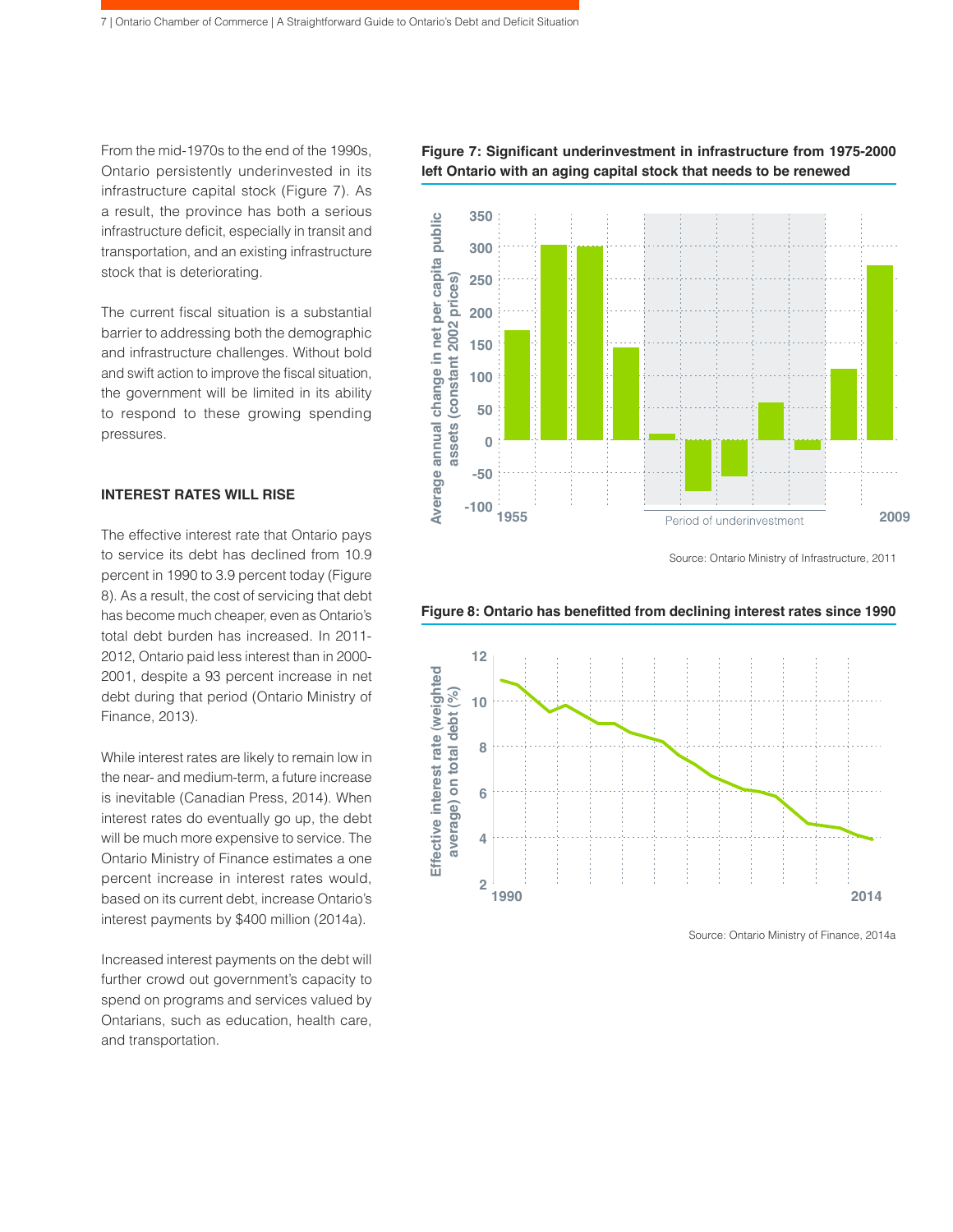From the mid-1970s to the end of the 1990s, Ontario persistently underinvested in its infrastructure capital stock (Figure 7). As a result, the province has both a serious infrastructure deficit, especially in transit and transportation, and an existing infrastructure stock that is deteriorating.

The current fiscal situation is a substantial barrier to addressing both the demographic and infrastructure challenges. Without bold and swift action to improve the fiscal situation, the government will be limited in its ability to respond to these growing spending pressures.

**Figure 7: Significant underinvestment in infrastructure from 1975-2000 left Ontario with an aging capital stock that needs to be renewed**

Source: Ontario Ministry of Infrastructure, 2011

### INTEREST RATES WILL RISE

The effective interest rate that Ontario pays to service its debt has declined from 10.9 percent in 1990 to 3.9 percent today (Figure 8). As a result, the cost of servicing that debt has become much cheaper, even as Ontario's total debt burden has increased. In 2011-2012, Ontario paid less interest than in 2000-2001, despite a 93 percent increase in net debt during that period (Ontario Ministry of Finance, 2013).

While interest rates are likely to remain low in the near- and medium-term, a future increase is inevitable (Canadian Press, 2014). When interest rates do eventually go up, the debt will be much more expensive to service. The Ontario Ministry of Finance estimates a one percent increase in interest rates would, based on its current debt, increase Ontario's interest payments by $400 million (2014a).

Increased interest payments on the debt will further crowd out government's capacity to spend on programs and services valued by Ontarians, such as education, health care, and transportation.

**Figure 8: Ontario has benefitted from declining interest rates since 1990**

Source: Ontario Ministry of Finance, 2014a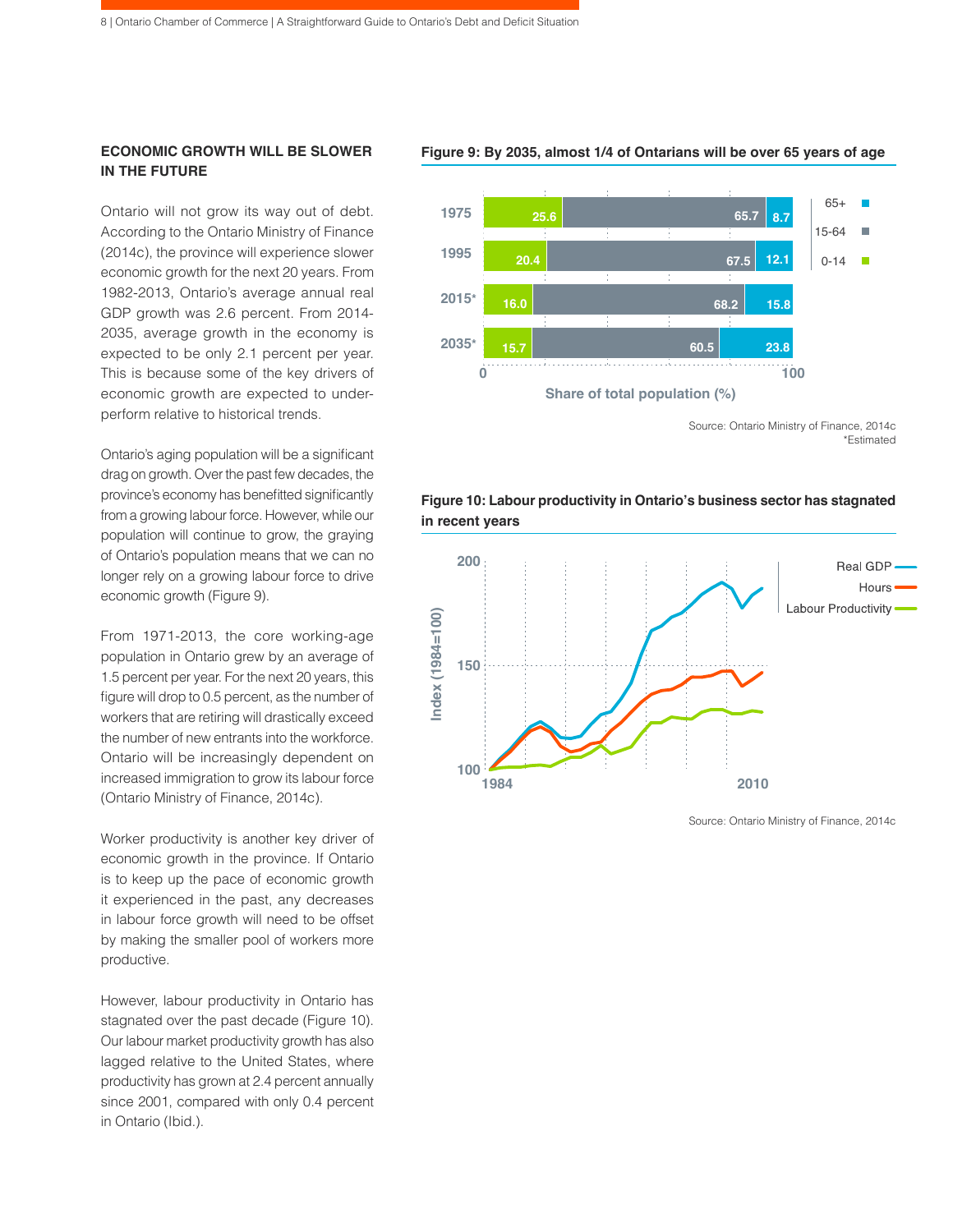## ECONOMIC GROWTH WILL BE SLOWER IN THE FUTURE

Ontario will not grow its way out of debt. According to the Ontario Ministry of Finance (2014c), the province will experience slower economic growth for the next 20 years. From 1982-2013, Ontario's average annual real GDP growth was 2.6 percent. From 2014-2035, average growth in the economy is expected to be only 2.1 percent per year. This is because some of the key drivers of economic growth are expected to under-perform relative to historical trends.

Ontario's aging population will be a significant drag on growth. Over the past few decades, the province's economy has benefitted significantly from a growing labour force. However, while our population will continue to grow, the graying of Ontario's population means that we can no longer rely on a growing labour force to drive economic growth (Figure 9).

From 1971-2013, the core working-age population in Ontario grew by an average of 1.5 percent per year. For the next 20 years, this figure will drop to 0.5 percent, as the number of workers that are retiring will drastically exceed the number of new entrants into the workforce. Ontario will be increasingly dependent on increased immigration to grow its labour force (Ontario Ministry of Finance, 2014c).

Worker productivity is another key driver of economic growth in the province. If Ontario is to keep up the pace of economic growth it experienced in the past, any decreases in labour force growth will need to be offset by making the smaller pool of workers more productive.

However, labour productivity in Ontario has stagnated over the past decade (Figure 10). Our labour market productivity growth has also lagged relative to the United States, where productivity has grown at 2.4 percent annually since 2001, compared with only 0.4 percent in Ontario (Ibid.).

**Figure 9: By 2035, almost 1/4 of Ontarians will be over 65 years of age**

Share of total population (%)

| Year | 0-14 | 15-64 | 65+ |
|---|---|---|---|
| 1975 | 25.6 | 65.7 | 8.7 |
| 1995 | 20.4 | 67.5 | 12.1 |
| 2015* | 16.0 | 68.2 | 15.8 |
| 2035* | 15.7 | 60.5 | 23.8 |

Source: Ontario Ministry of Finance, 2014c
*Estimated

**Figure 10: Labour productivity in Ontario's business sector has stagnated in recent years**

Source: Ontario Ministry of Finance, 2014c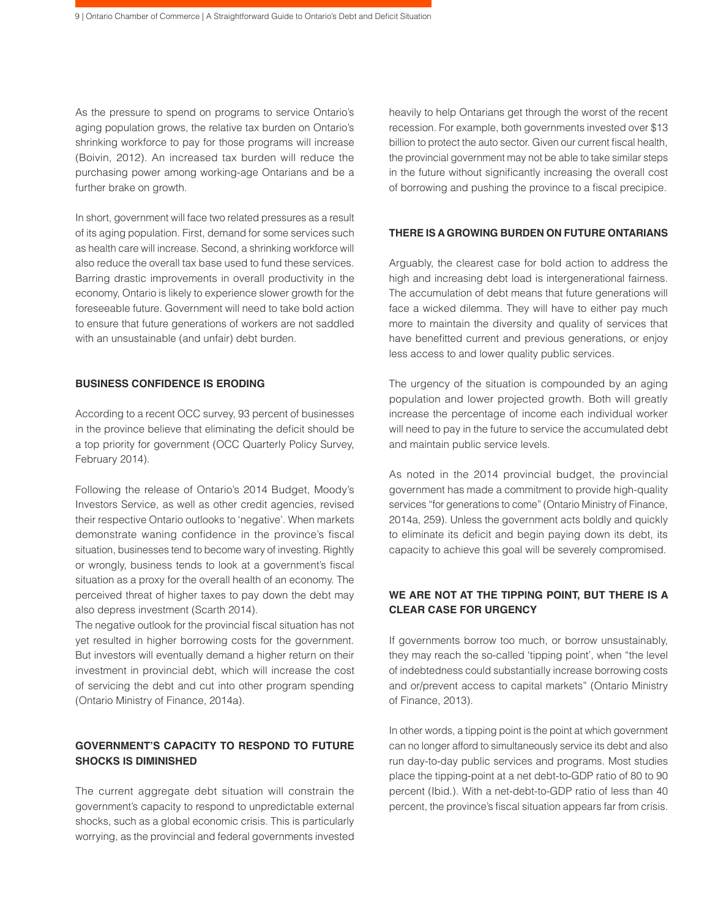As the pressure to spend on programs to service Ontario's aging population grows, the relative tax burden on Ontario's shrinking workforce to pay for those programs will increase (Boivin, 2012). An increased tax burden will reduce the purchasing power among working-age Ontarians and be a further brake on growth.

In short, government will face two related pressures as a result of its aging population. First, demand for some services such as health care will increase. Second, a shrinking workforce will also reduce the overall tax base used to fund these services. Barring drastic improvements in overall productivity in the economy, Ontario is likely to experience slower growth for the foreseeable future. Government will need to take bold action to ensure that future generations of workers are not saddled with an unsustainable (and unfair) debt burden.

## BUSINESS CONFIDENCE IS ERODING

According to a recent OCC survey, 93 percent of businesses in the province believe that eliminating the deficit should be a top priority for government (OCC Quarterly Policy Survey, February 2014).

Following the release of Ontario's 2014 Budget, Moody's Investors Service, as well as other credit agencies, revised their respective Ontario outlooks to 'negative'. When markets demonstrate waning confidence in the province's fiscal situation, businesses tend to become wary of investing. Rightly or wrongly, business tends to look at a government's fiscal situation as a proxy for the overall health of an economy. The perceived threat of higher taxes to pay down the debt may also depress investment (Scarth 2014).

The negative outlook for the provincial fiscal situation has not yet resulted in higher borrowing costs for the government. But investors will eventually demand a higher return on their investment in provincial debt, which will increase the cost of servicing the debt and cut into other program spending (Ontario Ministry of Finance, 2014a).

## GOVERNMENT'S CAPACITY TO RESPOND TO FUTURE SHOCKS IS DIMINISHED

The current aggregate debt situation will constrain the government's capacity to respond to unpredictable external shocks, such as a global economic crisis. This is particularly worrying, as the provincial and federal governments invested heavily to help Ontarians get through the worst of the recent recession. For example, both governments invested over $13 billion to protect the auto sector. Given our current fiscal health, the provincial government may not be able to take similar steps in the future without significantly increasing the overall cost of borrowing and pushing the province to a fiscal precipice.

## THERE IS A GROWING BURDEN ON FUTURE ONTARIANS

Arguably, the clearest case for bold action to address the high and increasing debt load is intergenerational fairness. The accumulation of debt means that future generations will face a wicked dilemma. They will have to either pay much more to maintain the diversity and quality of services that have benefitted current and previous generations, or enjoy less access to and lower quality public services.

The urgency of the situation is compounded by an aging population and lower projected growth. Both will greatly increase the percentage of income each individual worker will need to pay in the future to service the accumulated debt and maintain public service levels.

As noted in the 2014 provincial budget, the provincial government has made a commitment to provide high-quality services "for generations to come" (Ontario Ministry of Finance, 2014a, 259). Unless the government acts boldly and quickly to eliminate its deficit and begin paying down its debt, its capacity to achieve this goal will be severely compromised.

## WE ARE NOT AT THE TIPPING POINT, BUT THERE IS A CLEAR CASE FOR URGENCY

If governments borrow too much, or borrow unsustainably, they may reach the so-called 'tipping point', when "the level of indebtedness could substantially increase borrowing costs and or/prevent access to capital markets" (Ontario Ministry of Finance, 2013).

In other words, a tipping point is the point at which government can no longer afford to simultaneously service its debt and also run day-to-day public services and programs. Most studies place the tipping-point at a net debt-to-GDP ratio of 80 to 90 percent (Ibid.). With a net-debt-to-GDP ratio of less than 40 percent, the province's fiscal situation appears far from crisis.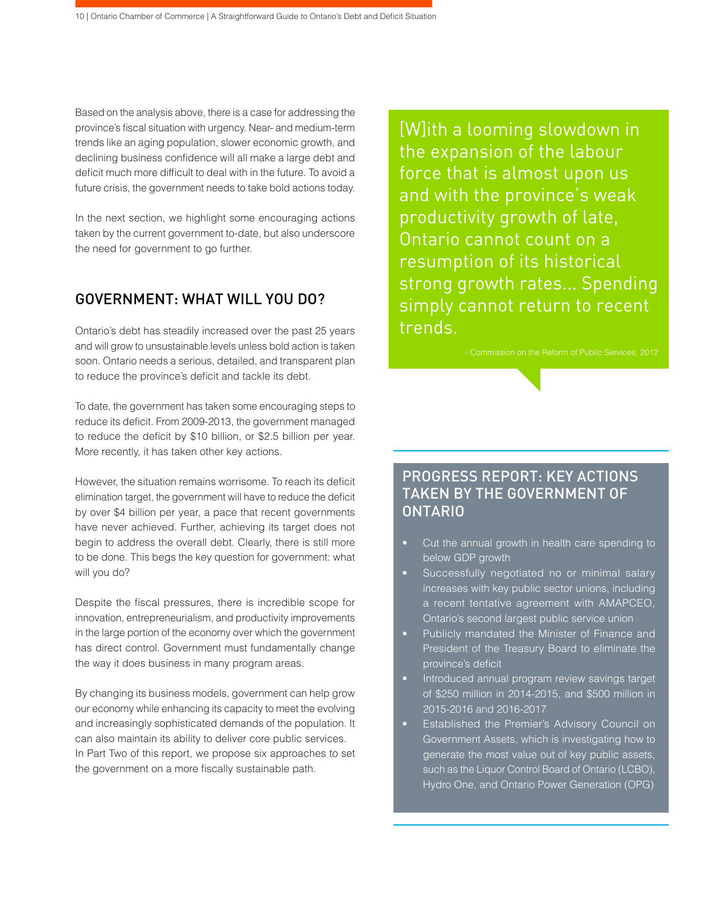Based on the analysis above, there is a case for addressing the province's fiscal situation with urgency. Near- and medium-term trends like an aging population, slower economic growth, and declining business confidence will all make a large debt and deficit much more difficult to deal with in the future. To avoid a future crisis, the government needs to take bold actions today.

In the next section, we highlight some encouraging actions taken by the current government to-date, but also underscore the need for government to go further.

## GOVERNMENT: WHAT WILL YOU DO?

Ontario's debt has steadily increased over the past 25 years and will grow to unsustainable levels unless bold action is taken soon. Ontario needs a serious, detailed, and transparent plan to reduce the province's deficit and tackle its debt.

To date, the government has taken some encouraging steps to reduce its deficit. From 2009-2013, the government managed to reduce the deficit by $10 billion, or $2.5 billion per year. More recently, it has taken other key actions.

However, the situation remains worrisome. To reach its deficit elimination target, the government will have to reduce the deficit by over $4 billion per year, a pace that recent governments have never achieved. Further, achieving its target does not begin to address the overall debt. Clearly, there is still more to be done. This begs the key question for government: what will you do?

Despite the fiscal pressures, there is incredible scope for innovation, entrepreneurialism, and productivity improvements in the large portion of the economy over which the government has direct control. Government must fundamentally change the way it does business in many program areas.

By changing its business models, government can help grow our economy while enhancing its capacity to meet the evolving and increasingly sophisticated demands of the population. It can also maintain its ability to deliver core public services. In Part Two of this report, we propose six approaches to set the government on a more fiscally sustainable path.

> [W]ith a looming slowdown in the expansion of the labour force that is almost upon us and with the province's weak productivity growth of late, Ontario cannot count on a resumption of its historical strong growth rates... Spending simply cannot return to recent trends.
>
> \- Commission on the Reform of Public Services, 2012

### PROGRESS REPORT: KEY ACTIONS TAKEN BY THE GOVERNMENT OF ONTARIO

- Cut the annual growth in health care spending to below GDP growth
- Successfully negotiated no or minimal salary increases with key public sector unions, including a recent tentative agreement with AMAPCEO, Ontario's second largest public service union
- Publicly mandated the Minister of Finance and President of the Treasury Board to eliminate the province's deficit
- Introduced annual program review savings target of $250 million in 2014-2015, and $500 million in 2015-2016 and 2016-2017
- Established the Premier's Advisory Council on Government Assets, which is investigating how to generate the most value out of key public assets, such as the Liquor Control Board of Ontario (LCBO), Hydro One, and Ontario Power Generation (OPG)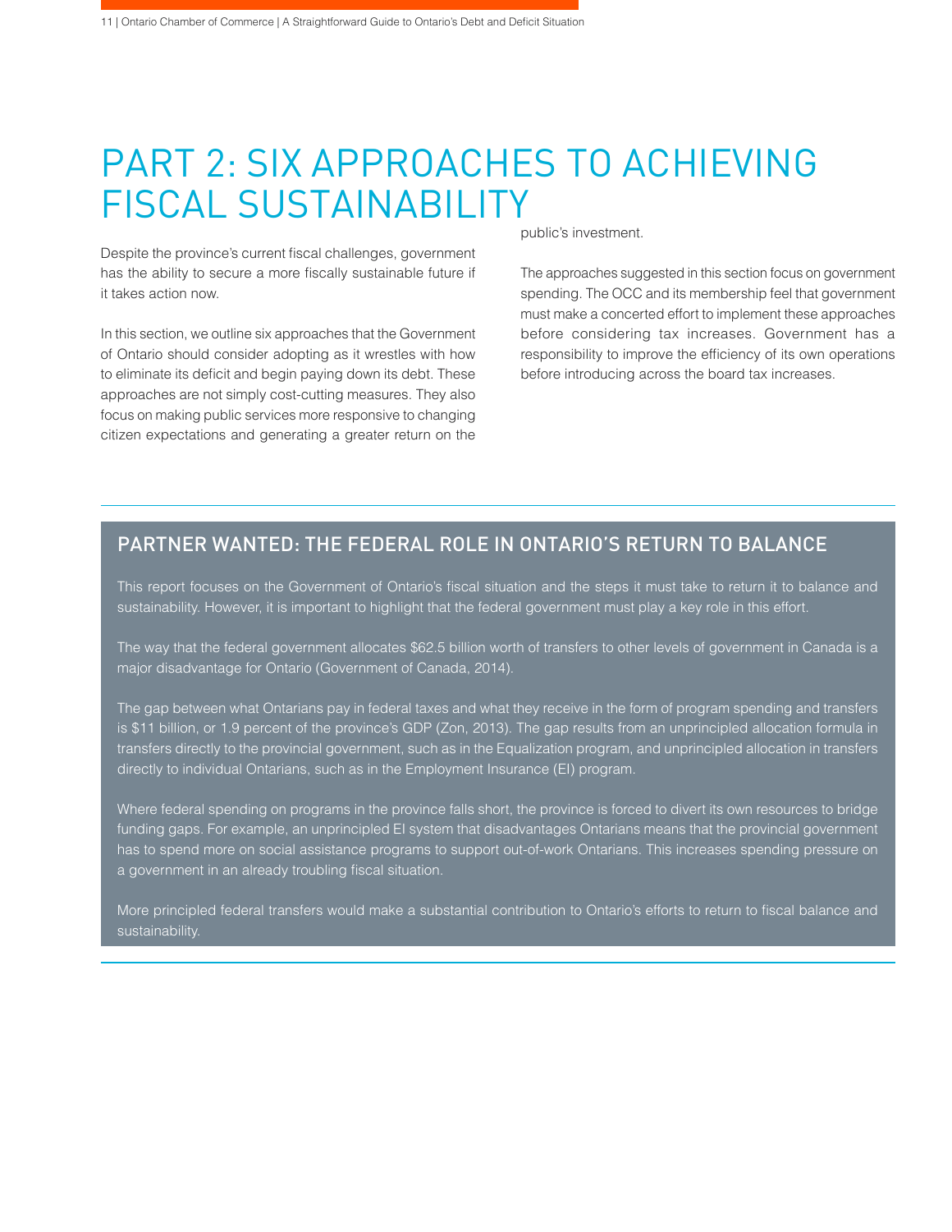# PART 2: SIX APPROACHES TO ACHIEVING FISCAL SUSTAINABILITY

Despite the province's current fiscal challenges, government has the ability to secure a more fiscally sustainable future if it takes action now.

In this section, we outline six approaches that the Government of Ontario should consider adopting as it wrestles with how to eliminate its deficit and begin paying down its debt. These approaches are not simply cost-cutting measures. They also focus on making public services more responsive to changing citizen expectations and generating a greater return on the public's investment.

The approaches suggested in this section focus on government spending. The OCC and its membership feel that government must make a concerted effort to implement these approaches before considering tax increases. Government has a responsibility to improve the efficiency of its own operations before introducing across the board tax increases.

## PARTNER WANTED: THE FEDERAL ROLE IN ONTARIO'S RETURN TO BALANCE

This report focuses on the Government of Ontario's fiscal situation and the steps it must take to return it to balance and sustainability. However, it is important to highlight that the federal government must play a key role in this effort.

The way that the federal government allocates $62.5 billion worth of transfers to other levels of government in Canada is a major disadvantage for Ontario (Government of Canada, 2014).

The gap between what Ontarians pay in federal taxes and what they receive in the form of program spending and transfers is $11 billion, or 1.9 percent of the province's GDP (Zon, 2013). The gap results from an unprincipled allocation formula in transfers directly to the provincial government, such as in the Equalization program, and unprincipled allocation in transfers directly to individual Ontarians, such as in the Employment Insurance (EI) program.

Where federal spending on programs in the province falls short, the province is forced to divert its own resources to bridge funding gaps. For example, an unprincipled EI system that disadvantages Ontarians means that the provincial government has to spend more on social assistance programs to support out-of-work Ontarians. This increases spending pressure on a government in an already troubling fiscal situation.

More principled federal transfers would make a substantial contribution to Ontario's efforts to return to fiscal balance and sustainability.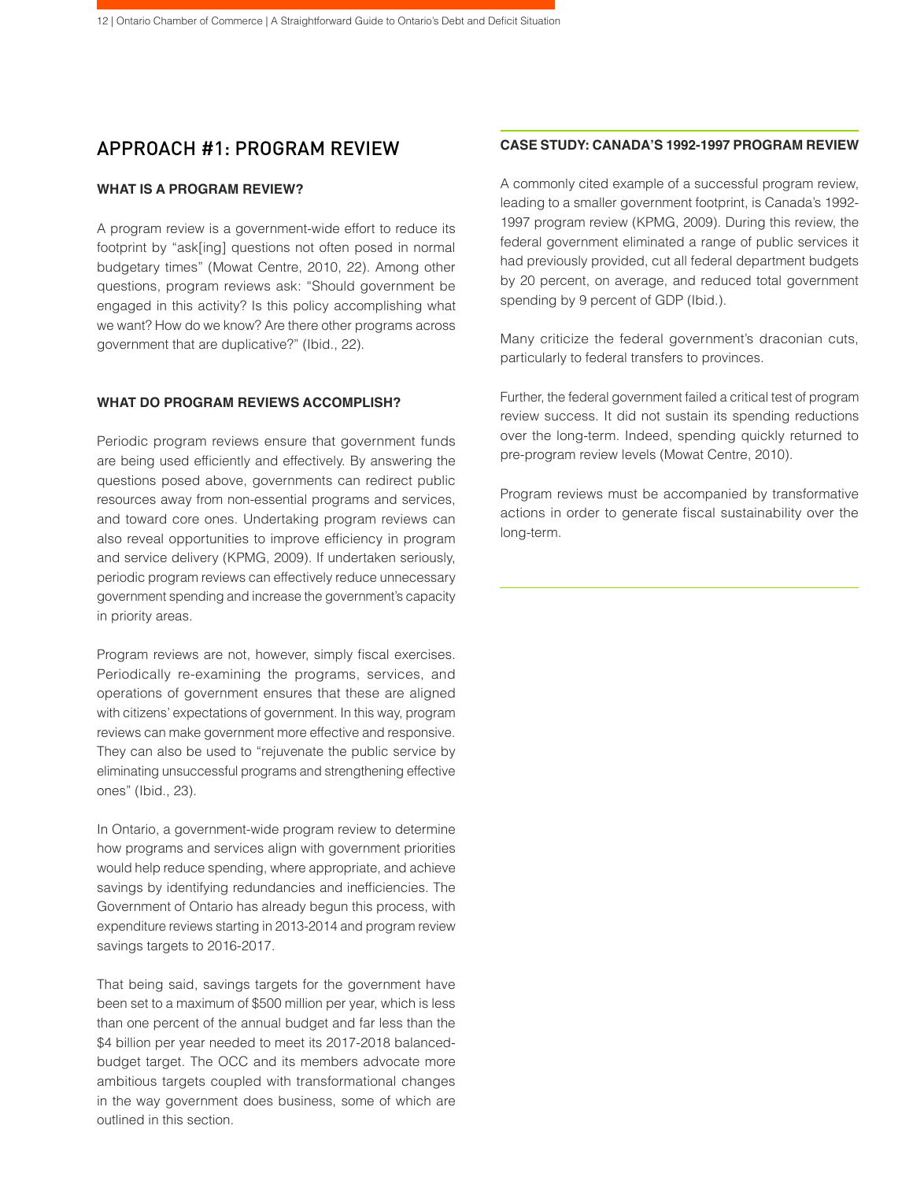## APPROACH #1: PROGRAM REVIEW

### WHAT IS A PROGRAM REVIEW?

A program review is a government-wide effort to reduce its footprint by "ask[ing] questions not often posed in normal budgetary times" (Mowat Centre, 2010, 22). Among other questions, program reviews ask: "Should government be engaged in this activity? Is this policy accomplishing what we want? How do we know? Are there other programs across government that are duplicative?" (Ibid., 22).

### WHAT DO PROGRAM REVIEWS ACCOMPLISH?

Periodic program reviews ensure that government funds are being used efficiently and effectively. By answering the questions posed above, governments can redirect public resources away from non-essential programs and services, and toward core ones. Undertaking program reviews can also reveal opportunities to improve efficiency in program and service delivery (KPMG, 2009). If undertaken seriously, periodic program reviews can effectively reduce unnecessary government spending and increase the government's capacity in priority areas.

Program reviews are not, however, simply fiscal exercises. Periodically re-examining the programs, services, and operations of government ensures that these are aligned with citizens' expectations of government. In this way, program reviews can make government more effective and responsive. They can also be used to "rejuvenate the public service by eliminating unsuccessful programs and strengthening effective ones" (Ibid., 23).

In Ontario, a government-wide program review to determine how programs and services align with government priorities would help reduce spending, where appropriate, and achieve savings by identifying redundancies and inefficiencies. The Government of Ontario has already begun this process, with expenditure reviews starting in 2013-2014 and program review savings targets to 2016-2017.

That being said, savings targets for the government have been set to a maximum of $500 million per year, which is less than one percent of the annual budget and far less than the $4 billion per year needed to meet its 2017-2018 balanced-budget target. The OCC and its members advocate more ambitious targets coupled with transformational changes in the way government does business, some of which are outlined in this section.

### CASE STUDY: CANADA'S 1992-1997 PROGRAM REVIEW

A commonly cited example of a successful program review, leading to a smaller government footprint, is Canada's 1992-1997 program review (KPMG, 2009). During this review, the federal government eliminated a range of public services it had previously provided, cut all federal department budgets by 20 percent, on average, and reduced total government spending by 9 percent of GDP (Ibid.).

Many criticize the federal government's draconian cuts, particularly to federal transfers to provinces.

Further, the federal government failed a critical test of program review success. It did not sustain its spending reductions over the long-term. Indeed, spending quickly returned to pre-program review levels (Mowat Centre, 2010).

Program reviews must be accompanied by transformative actions in order to generate fiscal sustainability over the long-term.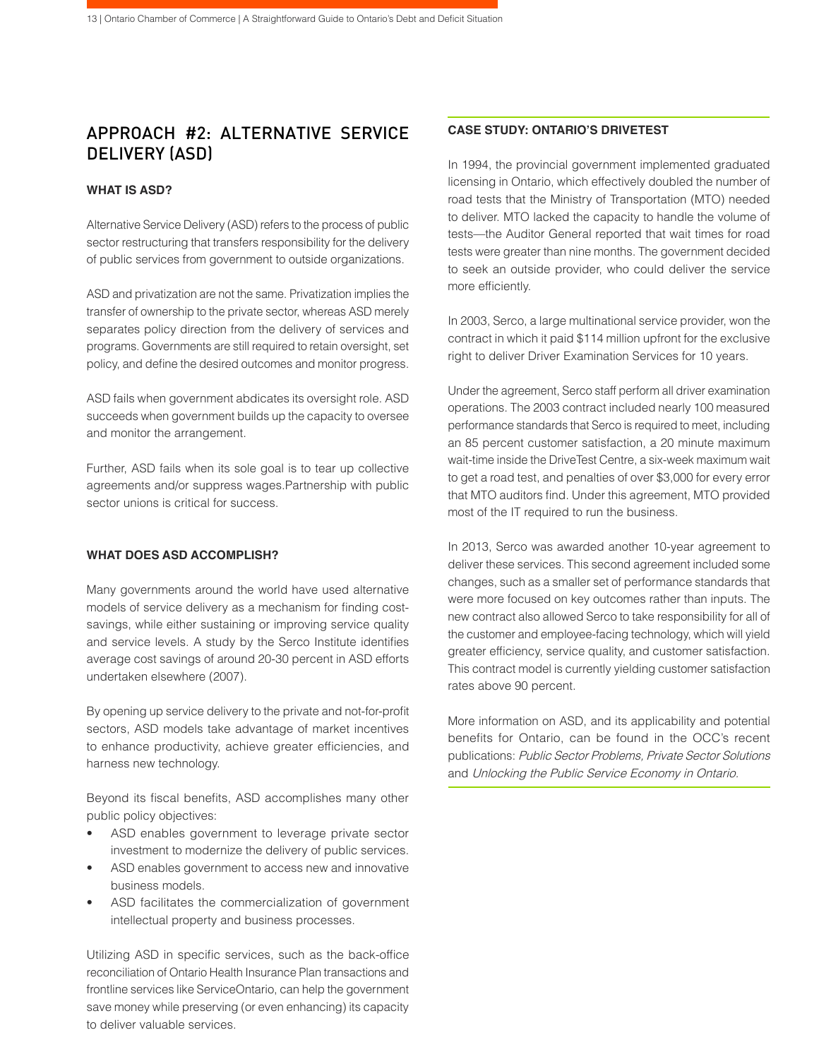## APPROACH #2: ALTERNATIVE SERVICE DELIVERY (ASD)

### WHAT IS ASD?

Alternative Service Delivery (ASD) refers to the process of public sector restructuring that transfers responsibility for the delivery of public services from government to outside organizations.

ASD and privatization are not the same. Privatization implies the transfer of ownership to the private sector, whereas ASD merely separates policy direction from the delivery of services and programs. Governments are still required to retain oversight, set policy, and define the desired outcomes and monitor progress.

ASD fails when government abdicates its oversight role. ASD succeeds when government builds up the capacity to oversee and monitor the arrangement.

Further, ASD fails when its sole goal is to tear up collective agreements and/or suppress wages.Partnership with public sector unions is critical for success.

### WHAT DOES ASD ACCOMPLISH?

Many governments around the world have used alternative models of service delivery as a mechanism for finding cost-savings, while either sustaining or improving service quality and service levels. A study by the Serco Institute identifies average cost savings of around 20-30 percent in ASD efforts undertaken elsewhere (2007).

By opening up service delivery to the private and not-for-profit sectors, ASD models take advantage of market incentives to enhance productivity, achieve greater efficiencies, and harness new technology.

Beyond its fiscal benefits, ASD accomplishes many other public policy objectives:

- ASD enables government to leverage private sector investment to modernize the delivery of public services.
- ASD enables government to access new and innovative business models.
- ASD facilitates the commercialization of government intellectual property and business processes.

Utilizing ASD in specific services, such as the back-office reconciliation of Ontario Health Insurance Plan transactions and frontline services like ServiceOntario, can help the government save money while preserving (or even enhancing) its capacity to deliver valuable services.

### CASE STUDY: ONTARIO'S DRIVETEST

In 1994, the provincial government implemented graduated licensing in Ontario, which effectively doubled the number of road tests that the Ministry of Transportation (MTO) needed to deliver. MTO lacked the capacity to handle the volume of tests—the Auditor General reported that wait times for road tests were greater than nine months. The government decided to seek an outside provider, who could deliver the service more efficiently.

In 2003, Serco, a large multinational service provider, won the contract in which it paid $114 million upfront for the exclusive right to deliver Driver Examination Services for 10 years.

Under the agreement, Serco staff perform all driver examination operations. The 2003 contract included nearly 100 measured performance standards that Serco is required to meet, including an 85 percent customer satisfaction, a 20 minute maximum wait-time inside the DriveTest Centre, a six-week maximum wait to get a road test, and penalties of over $3,000 for every error that MTO auditors find. Under this agreement, MTO provided most of the IT required to run the business.

In 2013, Serco was awarded another 10-year agreement to deliver these services. This second agreement included some changes, such as a smaller set of performance standards that were more focused on key outcomes rather than inputs. The new contract also allowed Serco to take responsibility for all of the customer and employee-facing technology, which will yield greater efficiency, service quality, and customer satisfaction. This contract model is currently yielding customer satisfaction rates above 90 percent.

More information on ASD, and its applicability and potential benefits for Ontario, can be found in the OCC's recent publications: *Public Sector Problems, Private Sector Solutions* and *Unlocking the Public Service Economy in Ontario.*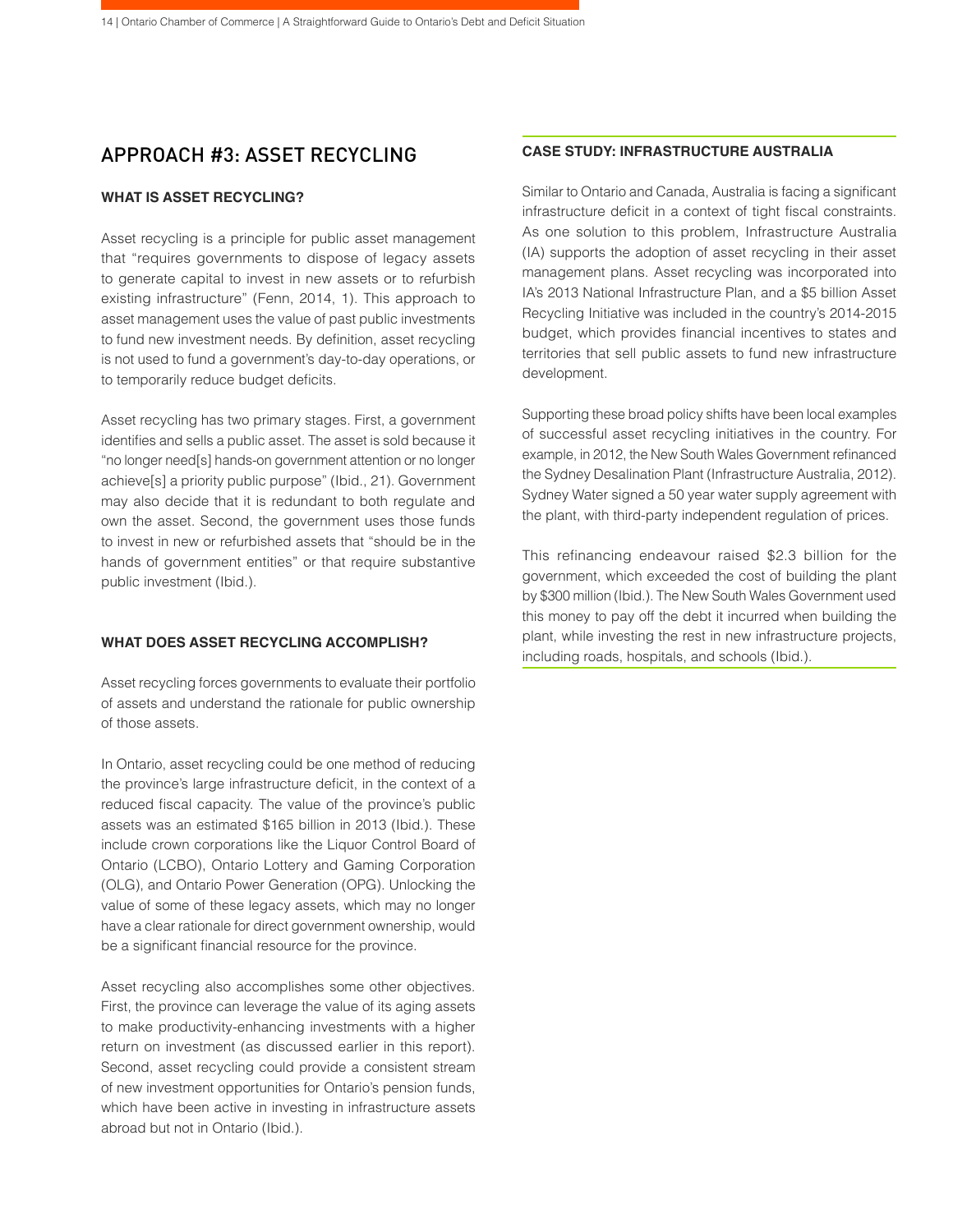## APPROACH #3: ASSET RECYCLING

### WHAT IS ASSET RECYCLING?

Asset recycling is a principle for public asset management that "requires governments to dispose of legacy assets to generate capital to invest in new assets or to refurbish existing infrastructure" (Fenn, 2014, 1). This approach to asset management uses the value of past public investments to fund new investment needs. By definition, asset recycling is not used to fund a government's day-to-day operations, or to temporarily reduce budget deficits.

Asset recycling has two primary stages. First, a government identifies and sells a public asset. The asset is sold because it "no longer need[s] hands-on government attention or no longer achieve[s] a priority public purpose" (Ibid., 21). Government may also decide that it is redundant to both regulate and own the asset. Second, the government uses those funds to invest in new or refurbished assets that "should be in the hands of government entities" or that require substantive public investment (Ibid.).

### WHAT DOES ASSET RECYCLING ACCOMPLISH?

Asset recycling forces governments to evaluate their portfolio of assets and understand the rationale for public ownership of those assets.

In Ontario, asset recycling could be one method of reducing the province's large infrastructure deficit, in the context of a reduced fiscal capacity. The value of the province's public assets was an estimated $165 billion in 2013 (Ibid.). These include crown corporations like the Liquor Control Board of Ontario (LCBO), Ontario Lottery and Gaming Corporation (OLG), and Ontario Power Generation (OPG). Unlocking the value of some of these legacy assets, which may no longer have a clear rationale for direct government ownership, would be a significant financial resource for the province.

Asset recycling also accomplishes some other objectives. First, the province can leverage the value of its aging assets to make productivity-enhancing investments with a higher return on investment (as discussed earlier in this report). Second, asset recycling could provide a consistent stream of new investment opportunities for Ontario's pension funds, which have been active in investing in infrastructure assets abroad but not in Ontario (Ibid.).

### CASE STUDY: INFRASTRUCTURE AUSTRALIA

Similar to Ontario and Canada, Australia is facing a significant infrastructure deficit in a context of tight fiscal constraints. As one solution to this problem, Infrastructure Australia (IA) supports the adoption of asset recycling in their asset management plans. Asset recycling was incorporated into IA's 2013 National Infrastructure Plan, and a $5 billion Asset Recycling Initiative was included in the country's 2014-2015 budget, which provides financial incentives to states and territories that sell public assets to fund new infrastructure development.

Supporting these broad policy shifts have been local examples of successful asset recycling initiatives in the country. For example, in 2012, the New South Wales Government refinanced the Sydney Desalination Plant (Infrastructure Australia, 2012). Sydney Water signed a 50 year water supply agreement with the plant, with third-party independent regulation of prices.

This refinancing endeavour raised $2.3 billion for the government, which exceeded the cost of building the plant by $300 million (Ibid.). The New South Wales Government used this money to pay off the debt it incurred when building the plant, while investing the rest in new infrastructure projects, including roads, hospitals, and schools (Ibid.).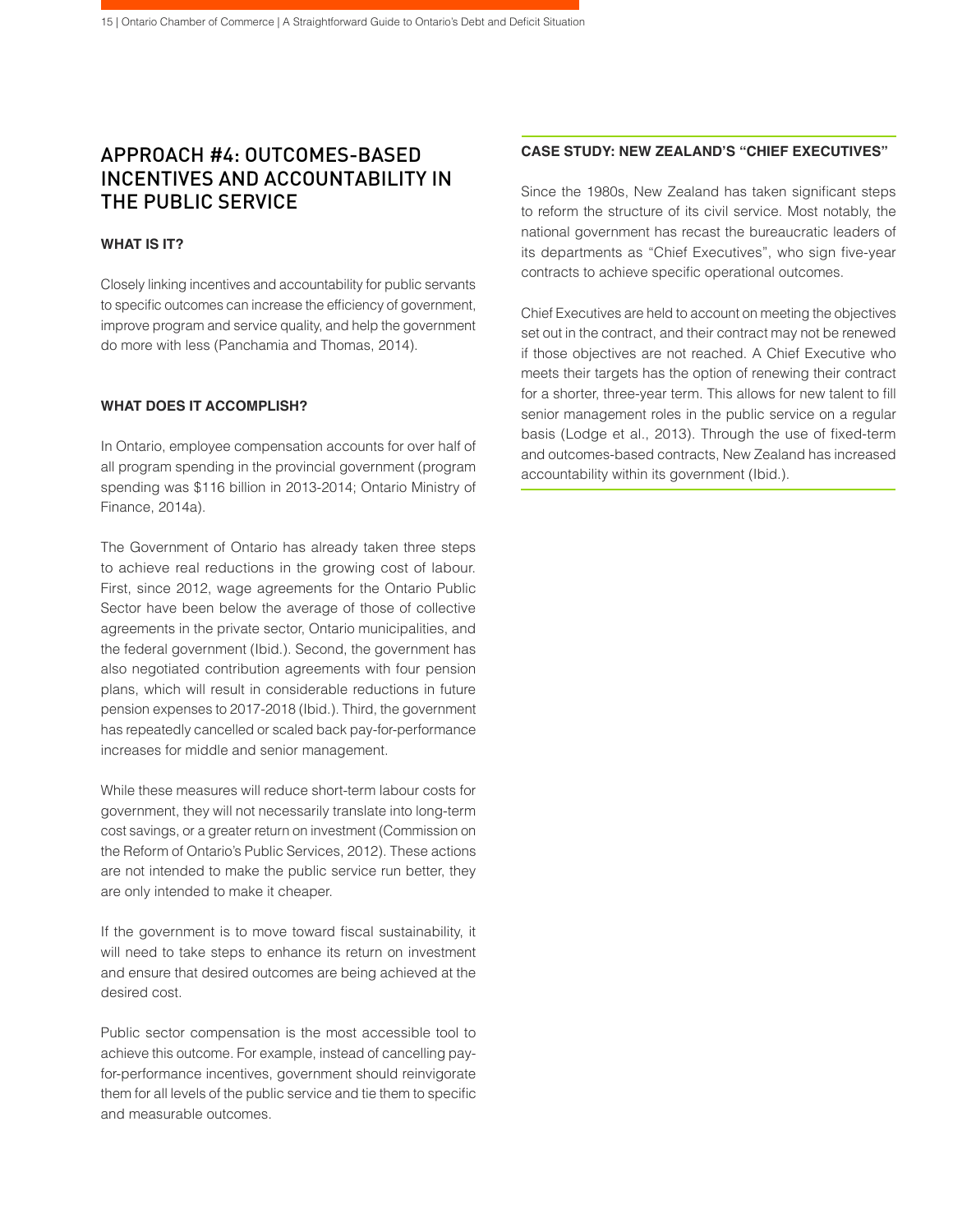## APPROACH #4: OUTCOMES-BASED INCENTIVES AND ACCOUNTABILITY IN THE PUBLIC SERVICE

### WHAT IS IT?

Closely linking incentives and accountability for public servants to specific outcomes can increase the efficiency of government, improve program and service quality, and help the government do more with less (Panchamia and Thomas, 2014).

### WHAT DOES IT ACCOMPLISH?

In Ontario, employee compensation accounts for over half of all program spending in the provincial government (program spending was $116 billion in 2013-2014; Ontario Ministry of Finance, 2014a).

The Government of Ontario has already taken three steps to achieve real reductions in the growing cost of labour. First, since 2012, wage agreements for the Ontario Public Sector have been below the average of those of collective agreements in the private sector, Ontario municipalities, and the federal government (Ibid.). Second, the government has also negotiated contribution agreements with four pension plans, which will result in considerable reductions in future pension expenses to 2017-2018 (Ibid.). Third, the government has repeatedly cancelled or scaled back pay-for-performance increases for middle and senior management.

While these measures will reduce short-term labour costs for government, they will not necessarily translate into long-term cost savings, or a greater return on investment (Commission on the Reform of Ontario's Public Services, 2012). These actions are not intended to make the public service run better, they are only intended to make it cheaper.

If the government is to move toward fiscal sustainability, it will need to take steps to enhance its return on investment and ensure that desired outcomes are being achieved at the desired cost.

Public sector compensation is the most accessible tool to achieve this outcome. For example, instead of cancelling pay-for-performance incentives, government should reinvigorate them for all levels of the public service and tie them to specific and measurable outcomes.

### CASE STUDY: NEW ZEALAND'S "CHIEF EXECUTIVES"

Since the 1980s, New Zealand has taken significant steps to reform the structure of its civil service. Most notably, the national government has recast the bureaucratic leaders of its departments as "Chief Executives", who sign five-year contracts to achieve specific operational outcomes.

Chief Executives are held to account on meeting the objectives set out in the contract, and their contract may not be renewed if those objectives are not reached. A Chief Executive who meets their targets has the option of renewing their contract for a shorter, three-year term. This allows for new talent to fill senior management roles in the public service on a regular basis (Lodge et al., 2013). Through the use of fixed-term and outcomes-based contracts, New Zealand has increased accountability within its government (Ibid.).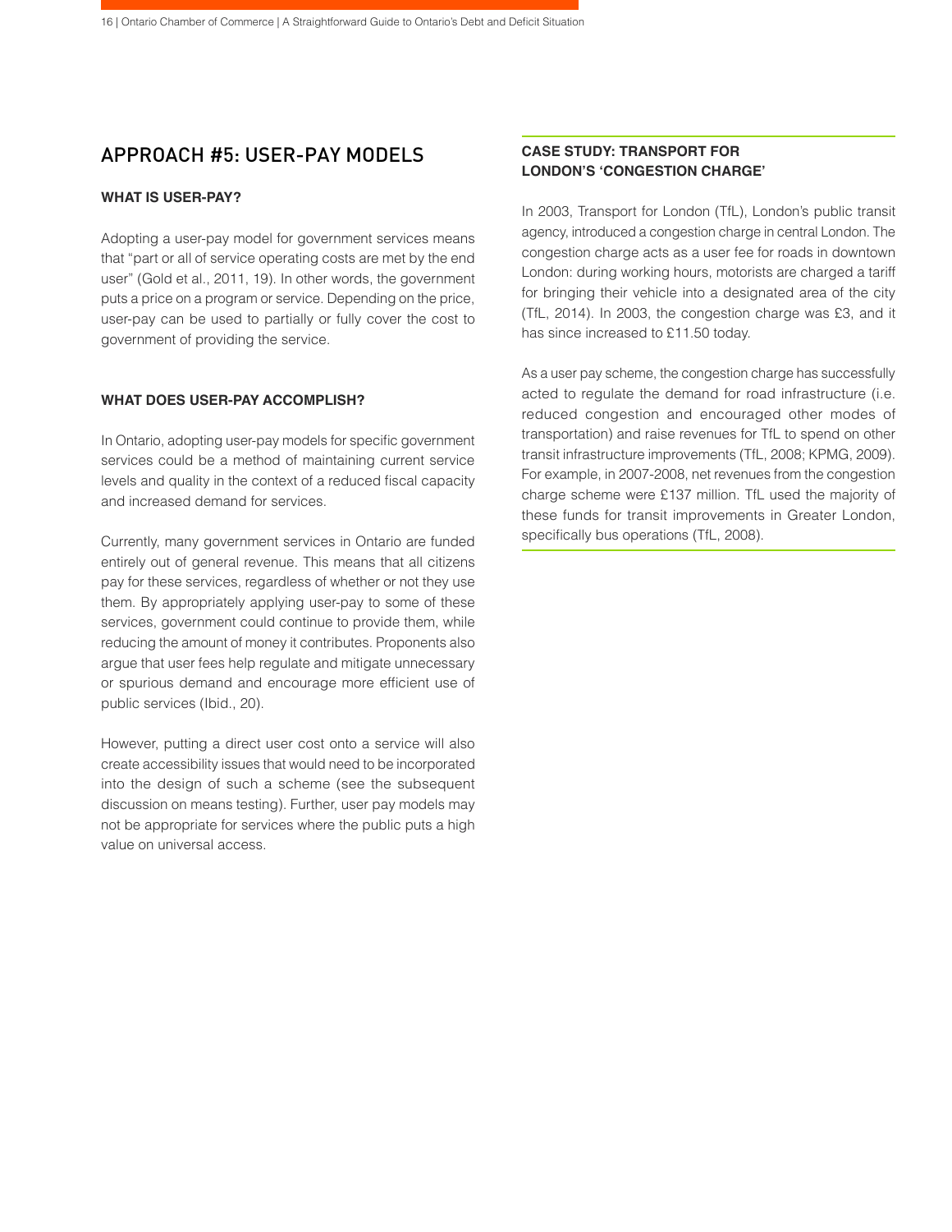## APPROACH #5: USER-PAY MODELS

### WHAT IS USER-PAY?

Adopting a user-pay model for government services means that "part or all of service operating costs are met by the end user" (Gold et al., 2011, 19). In other words, the government puts a price on a program or service. Depending on the price, user-pay can be used to partially or fully cover the cost to government of providing the service.

### WHAT DOES USER-PAY ACCOMPLISH?

In Ontario, adopting user-pay models for specific government services could be a method of maintaining current service levels and quality in the context of a reduced fiscal capacity and increased demand for services.

Currently, many government services in Ontario are funded entirely out of general revenue. This means that all citizens pay for these services, regardless of whether or not they use them. By appropriately applying user-pay to some of these services, government could continue to provide them, while reducing the amount of money it contributes. Proponents also argue that user fees help regulate and mitigate unnecessary or spurious demand and encourage more efficient use of public services (Ibid., 20).

However, putting a direct user cost onto a service will also create accessibility issues that would need to be incorporated into the design of such a scheme (see the subsequent discussion on means testing). Further, user pay models may not be appropriate for services where the public puts a high value on universal access.

### CASE STUDY: TRANSPORT FOR LONDON'S 'CONGESTION CHARGE'

In 2003, Transport for London (TfL), London's public transit agency, introduced a congestion charge in central London. The congestion charge acts as a user fee for roads in downtown London: during working hours, motorists are charged a tariff for bringing their vehicle into a designated area of the city (TfL, 2014). In 2003, the congestion charge was £3, and it has since increased to £11.50 today.

As a user pay scheme, the congestion charge has successfully acted to regulate the demand for road infrastructure (i.e. reduced congestion and encouraged other modes of transportation) and raise revenues for TfL to spend on other transit infrastructure improvements (TfL, 2008; KPMG, 2009). For example, in 2007-2008, net revenues from the congestion charge scheme were £137 million. TfL used the majority of these funds for transit improvements in Greater London, specifically bus operations (TfL, 2008).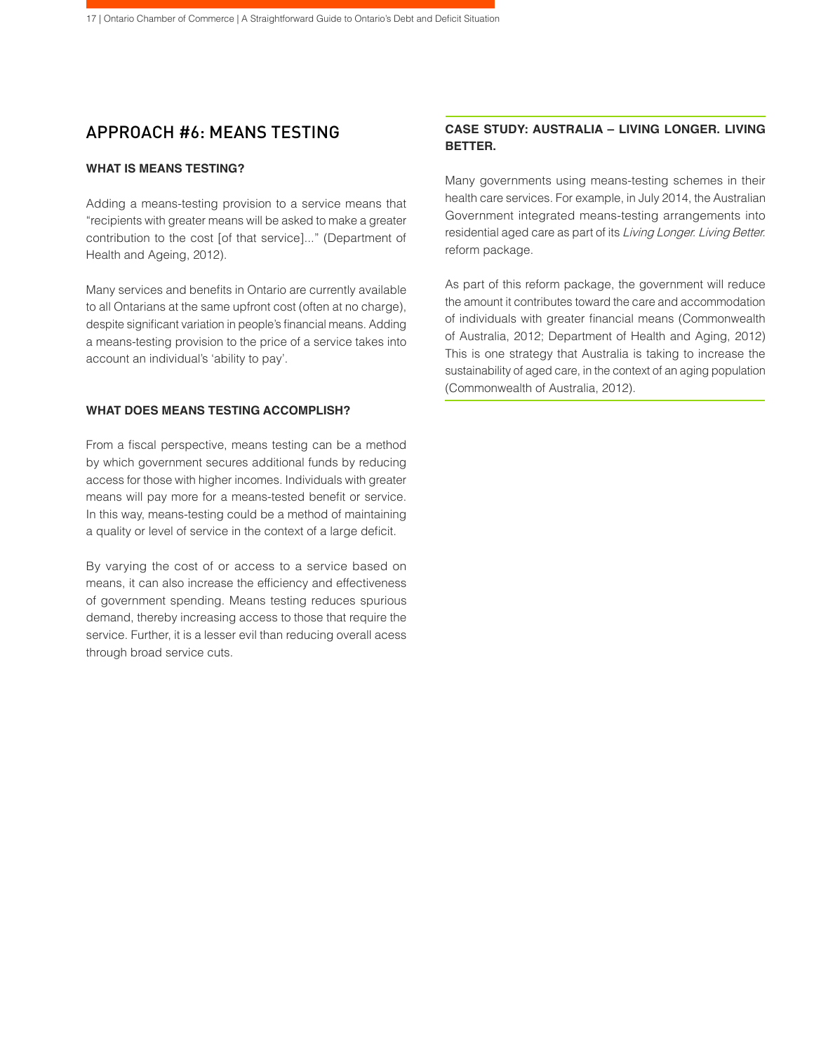## APPROACH #6: MEANS TESTING

### WHAT IS MEANS TESTING?

Adding a means-testing provision to a service means that "recipients with greater means will be asked to make a greater contribution to the cost [of that service]..." (Department of Health and Ageing, 2012).

Many services and benefits in Ontario are currently available to all Ontarians at the same upfront cost (often at no charge), despite significant variation in people's financial means. Adding a means-testing provision to the price of a service takes into account an individual's 'ability to pay'.

### WHAT DOES MEANS TESTING ACCOMPLISH?

From a fiscal perspective, means testing can be a method by which government secures additional funds by reducing access for those with higher incomes. Individuals with greater means will pay more for a means-tested benefit or service. In this way, means-testing could be a method of maintaining a quality or level of service in the context of a large deficit.

By varying the cost of or access to a service based on means, it can also increase the efficiency and effectiveness of government spending. Means testing reduces spurious demand, thereby increasing access to those that require the service. Further, it is a lesser evil than reducing overall acess through broad service cuts.

### CASE STUDY: AUSTRALIA – LIVING LONGER. LIVING BETTER.

Many governments using means-testing schemes in their health care services. For example, in July 2014, the Australian Government integrated means-testing arrangements into residential aged care as part of its *Living Longer. Living Better.* reform package.

As part of this reform package, the government will reduce the amount it contributes toward the care and accommodation of individuals with greater financial means (Commonwealth of Australia, 2012; Department of Health and Aging, 2012) This is one strategy that Australia is taking to increase the sustainability of aged care, in the context of an aging population (Commonwealth of Australia, 2012).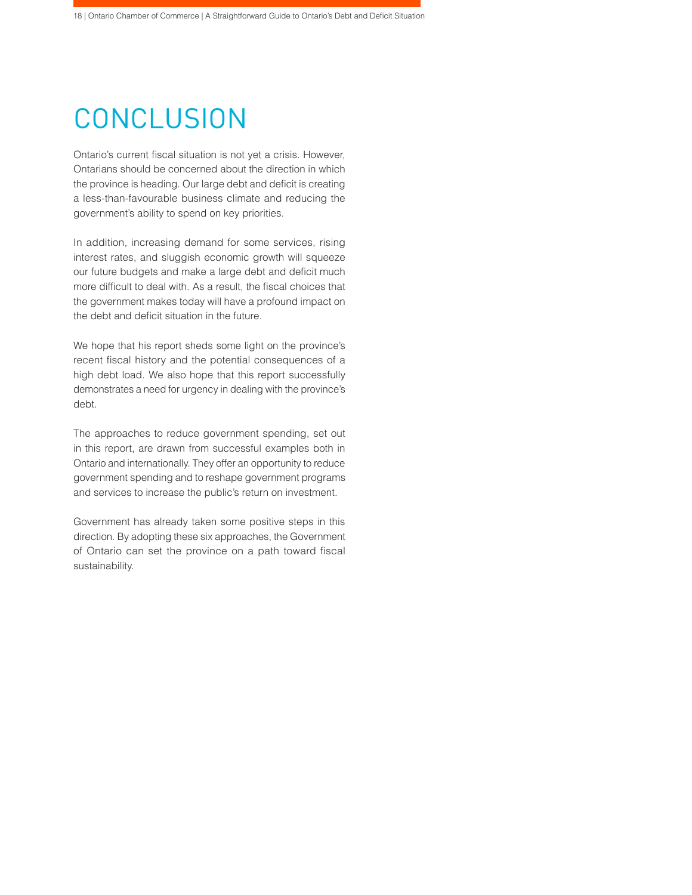# CONCLUSION

Ontario's current fiscal situation is not yet a crisis. However, Ontarians should be concerned about the direction in which the province is heading. Our large debt and deficit is creating a less-than-favourable business climate and reducing the government's ability to spend on key priorities.

In addition, increasing demand for some services, rising interest rates, and sluggish economic growth will squeeze our future budgets and make a large debt and deficit much more difficult to deal with. As a result, the fiscal choices that the government makes today will have a profound impact on the debt and deficit situation in the future.

We hope that his report sheds some light on the province's recent fiscal history and the potential consequences of a high debt load. We also hope that this report successfully demonstrates a need for urgency in dealing with the province's debt.

The approaches to reduce government spending, set out in this report, are drawn from successful examples both in Ontario and internationally. They offer an opportunity to reduce government spending and to reshape government programs and services to increase the public's return on investment.

Government has already taken some positive steps in this direction. By adopting these six approaches, the Government of Ontario can set the province on a path toward fiscal sustainability.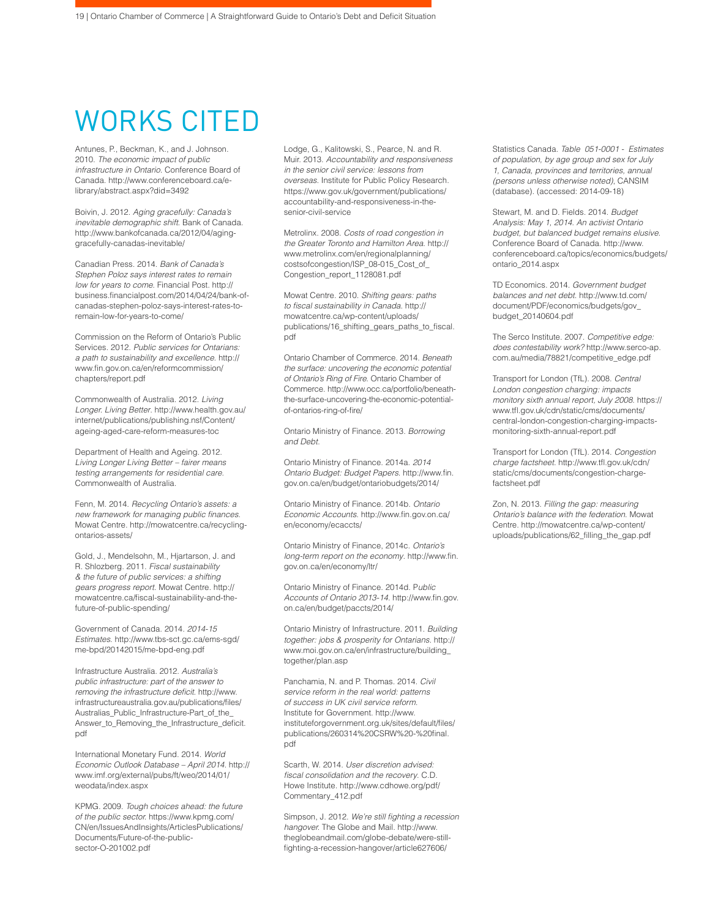# WORKS CITED

Antunes, P., Beckman, K., and J. Johnson. 2010. *The economic impact of public infrastructure in Ontario.* Conference Board of Canada. http://www.conferenceboard.ca/e-library/abstract.aspx?did=3492

Boivin, J. 2012. *Aging gracefully: Canada's inevitable demographic shift.* Bank of Canada. http://www.bankofcanada.ca/2012/04/aging-gracefully-canadas-inevitable/

Canadian Press. 2014. *Bank of Canada's Stephen Poloz says interest rates to remain low for years to come.* Financial Post. http://business.financialpost.com/2014/04/24/bank-of-canadas-stephen-poloz-says-interest-rates-to-remain-low-for-years-to-come/

Commission on the Reform of Ontario's Public Services. 2012. *Public services for Ontarians: a path to sustainability and excellence.* http://www.fin.gov.on.ca/en/reformcommission/chapters/report.pdf

Commonwealth of Australia. 2012. *Living Longer. Living Better.* http://www.health.gov.au/internet/publications/publishing.nsf/Content/ageing-aged-care-reform-measures-toc

Department of Health and Ageing. 2012. *Living Longer Living Better – fairer means testing arrangements for residential care.* Commonwealth of Australia.

Fenn, M. 2014. *Recycling Ontario's assets: a new framework for managing public finances.* Mowat Centre. http://mowatcentre.ca/recycling-ontarios-assets/

Gold, J., Mendelsohn, M., Hjartarson, J. and R. Shlozberg. 2011. *Fiscal sustainability & the future of public services: a shifting gears progress report.* Mowat Centre. http://mowatcentre.ca/fiscal-sustainability-and-the-future-of-public-spending/

Government of Canada. 2014. *2014-15 Estimates.* http://www.tbs-sct.gc.ca/ems-sgd/me-bpd/20142015/me-bpd-eng.pdf

Infrastructure Australia. 2012. *Australia's public infrastructure: part of the answer to removing the infrastructure deficit.* http://www.infrastructureaustralia.gov.au/publications/files/Australias_Public_Infrastructure-Part_of_the_Answer_to_Removing_the_Infrastructure_deficit.pdf

International Monetary Fund. 2014. *World Economic Outlook Database – April 2014.* http://www.imf.org/external/pubs/ft/weo/2014/01/weodata/index.aspx

KPMG. 2009. *Tough choices ahead: the future of the public sector.* https://www.kpmg.com/CN/en/IssuesAndInsights/ArticlesPublications/Documents/Future-of-the-public-sector-O-201002.pdf

Lodge, G., Kalitowski, S., Pearce, N. and R. Muir. 2013. *Accountability and responsiveness in the senior civil service: lessons from overseas.* Institute for Public Policy Research. https://www.gov.uk/government/publications/accountability-and-responsiveness-in-the-senior-civil-service

Metrolinx. 2008. *Costs of road congestion in the Greater Toronto and Hamilton Area.* http://www.metrolinx.com/en/regionalplanning/costsofcongestion/ISP_08-015_Cost_of_Congestion_report_1128081.pdf

Mowat Centre. 2010. *Shifting gears: paths to fiscal sustainability in Canada.* http://mowatcentre.ca/wp-content/uploads/publications/16_shifting_gears_paths_to_fiscal.pdf

Ontario Chamber of Commerce. 2014. *Beneath the surface: uncovering the economic potential of Ontario's Ring of Fire.* Ontario Chamber of Commerce. http://www.occ.ca/portfolio/beneath-the-surface-uncovering-the-economic-potential-of-ontarios-ring-of-fire/

Ontario Ministry of Finance. 2013. *Borrowing and Debt.*

Ontario Ministry of Finance. 2014a. *2014 Ontario Budget: Budget Papers.* http://www.fin.gov.on.ca/en/budget/ontariobudgets/2014/

Ontario Ministry of Finance. 2014b. *Ontario Economic Accounts.* http://www.fin.gov.on.ca/en/economy/ecaccts/

Ontario Ministry of Finance, 2014c. *Ontario's long-term report on the economy.* http://www.fin.gov.on.ca/en/economy/ltr/

Ontario Ministry of Finance. 2014d. *Public Accounts of Ontario 2013-14.* http://www.fin.gov.on.ca/en/budget/paccts/2014/

Ontario Ministry of Infrastructure. 2011. *Building together: jobs & prosperity for Ontarians.* http://www.moi.gov.on.ca/en/infrastructure/building_together/plan.asp

Panchamia, N. and P. Thomas. 2014. *Civil service reform in the real world: patterns of success in UK civil service reform.* Institute for Government. http://www.instituteforgovernment.org.uk/sites/default/files/publications/260314%20CSRW%20-%20final.pdf

Scarth, W. 2014. *User discretion advised: fiscal consolidation and the recovery.* C.D. Howe Institute. http://www.cdhowe.org/pdf/Commentary_412.pdf

Simpson, J. 2012. *We're still fighting a recession hangover.* The Globe and Mail. http://www.theglobeandmail.com/globe-debate/were-still-fighting-a-recession-hangover/article627606/

Statistics Canada. *Table 051-0001 - Estimates of population, by age group and sex for July 1, Canada, provinces and territories, annual (persons unless otherwise noted)*, CANSIM (database). (accessed: 2014-09-18)

Stewart, M. and D. Fields. 2014. *Budget Analysis: May 1, 2014. An activist Ontario budget, but balanced budget remains elusive.* Conference Board of Canada. http://www.conferenceboard.ca/topics/economics/budgets/ontario_2014.aspx

TD Economics. 2014. *Government budget balances and net debt.* http://www.td.com/document/PDF/economics/budgets/gov_budget_20140604.pdf

The Serco Institute. 2007. *Competitive edge: does contestability work?* http://www.serco-ap.com.au/media/78821/competitive_edge.pdf

Transport for London (TfL). 2008. *Central London congestion charging: impacts monitory sixth annual report, July 2008.* https://www.tfl.gov.uk/cdn/static/cms/documents/central-london-congestion-charging-impacts-monitoring-sixth-annual-report.pdf

Transport for London (TfL). 2014. *Congestion charge factsheet.* http://www.tfl.gov.uk/cdn/static/cms/documents/congestion-charge-factsheet.pdf

Zon, N. 2013. *Filling the gap: measuring Ontario's balance with the federation.* Mowat Centre. http://mowatcentre.ca/wp-content/uploads/publications/62_filling_the_gap.pdf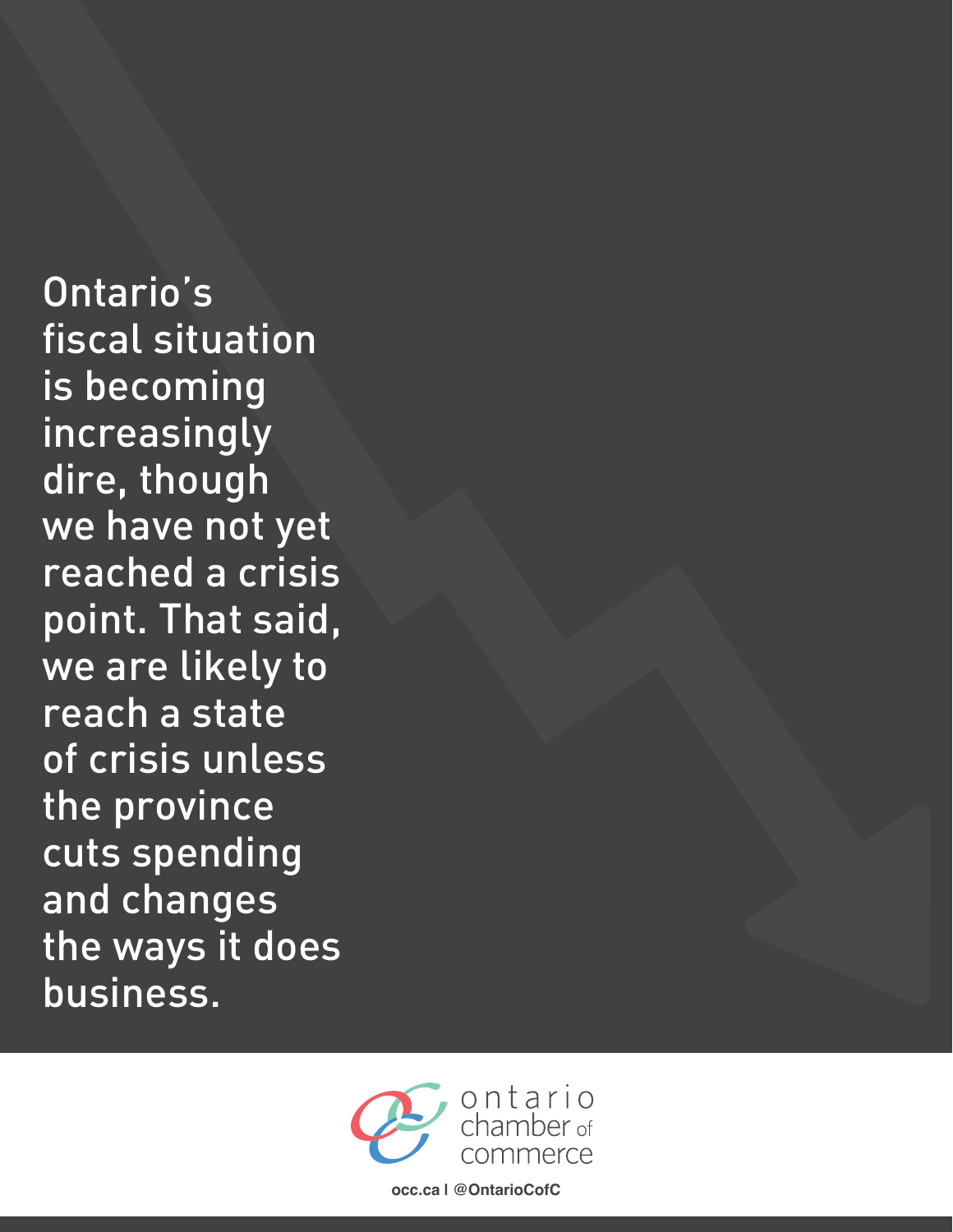Ontario's fiscal situation is becoming increasingly dire, though we have not yet reached a crisis point. That said, we are likely to reach a state of crisis unless the province cuts spending and changes the ways it does business.

ontario chamber of commerce

occ.ca | @OntarioCofC